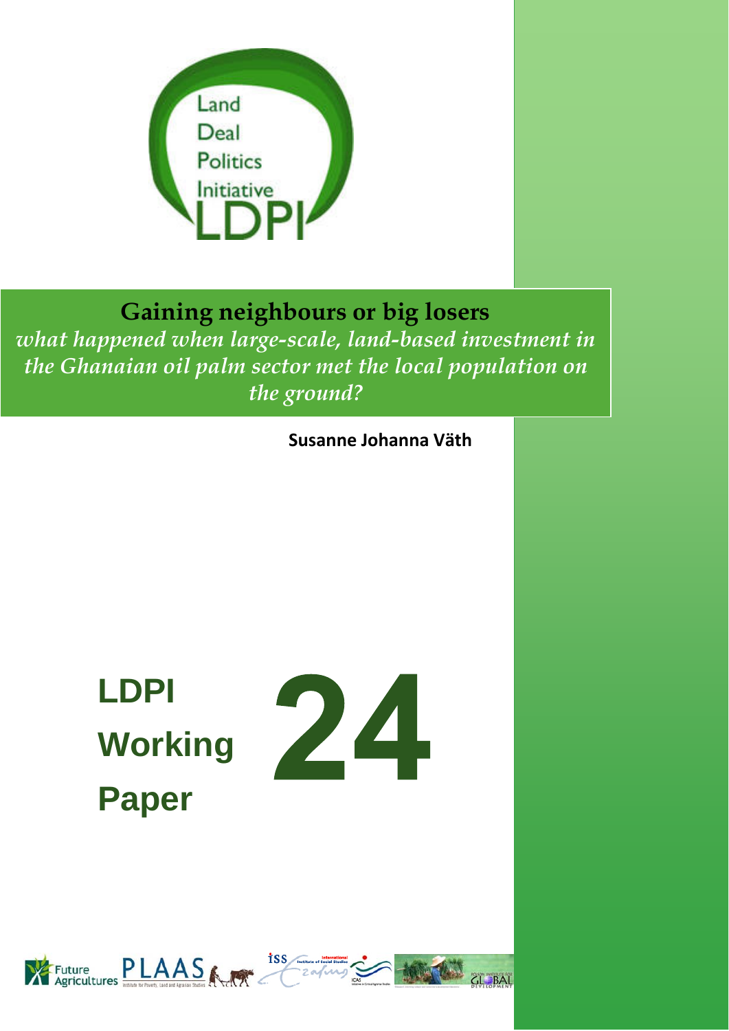Land Deal Politics Initiative

LDPI

# Gaining neighbours or big losers

*what happened when large-scale, land-based investment in the Ghanaian oil palm sector met the local population on the ground?*

**Susanne Johanna Väth**

**LDPI Working Paper 24**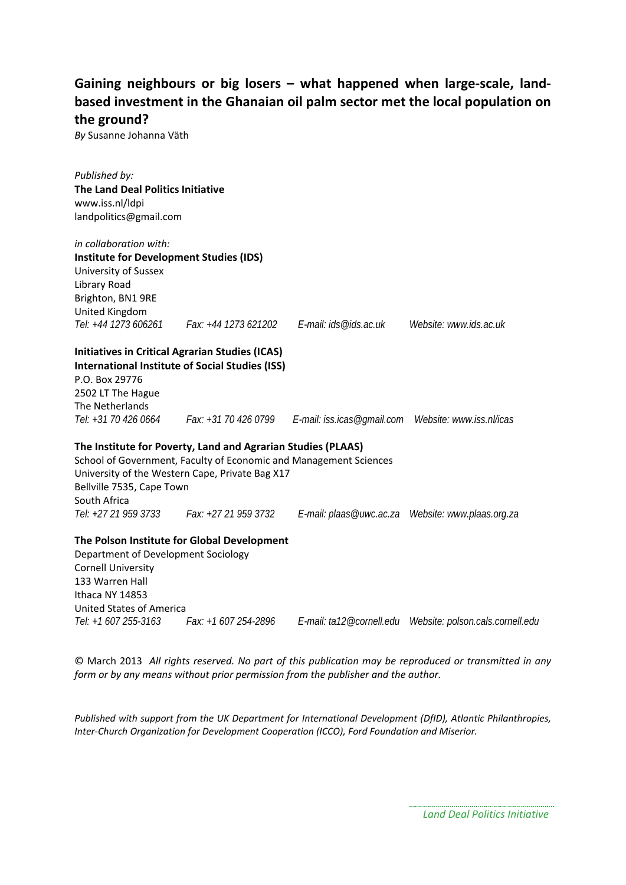# Gaining neighbours or big losers – what happened when large-scale, land-based investment in the Ghanaian oil palm sector met the local population on the ground?

*By* Susanne Johanna Väth

*Published by:*
**The Land Deal Politics Initiative**
www.iss.nl/ldpi
landpolitics@gmail.com

*in collaboration with:*
**Institute for Development Studies (IDS)**
University of Sussex
Library Road
Brighton, BN1 9RE
United Kingdom
*Tel: +44 1273 606261 Fax: +44 1273 621202 E-mail: ids@ids.ac.uk Website: www.ids.ac.uk*

**Initiatives in Critical Agrarian Studies (ICAS)**
**International Institute of Social Studies (ISS)**
P.O. Box 29776
2502 LT The Hague
The Netherlands
*Tel: +31 70 426 0664 Fax: +31 70 426 0799 E-mail: iss.icas@gmail.com Website: www.iss.nl/icas*

**The Institute for Poverty, Land and Agrarian Studies (PLAAS)**
School of Government, Faculty of Economic and Management Sciences
University of the Western Cape, Private Bag X17
Bellville 7535, Cape Town
South Africa
*Tel: +27 21 959 3733 Fax: +27 21 959 3732 E-mail: plaas@uwc.ac.za Website: www.plaas.org.za*

**The Polson Institute for Global Development**
Department of Development Sociology
Cornell University
133 Warren Hall
Ithaca NY 14853
United States of America
*Tel: +1 607 255-3163 Fax: +1 607 254-2896 E-mail: ta12@cornell.edu Website: polson.cals.cornell.edu*

© March 2013 *All rights reserved. No part of this publication may be reproduced or transmitted in any form or by any means without prior permission from the publisher and the author.*

*Published with support from the UK Department for International Development (DfID), Atlantic Philanthropies, Inter-Church Organization for Development Cooperation (ICCO), Ford Foundation and Miserior.*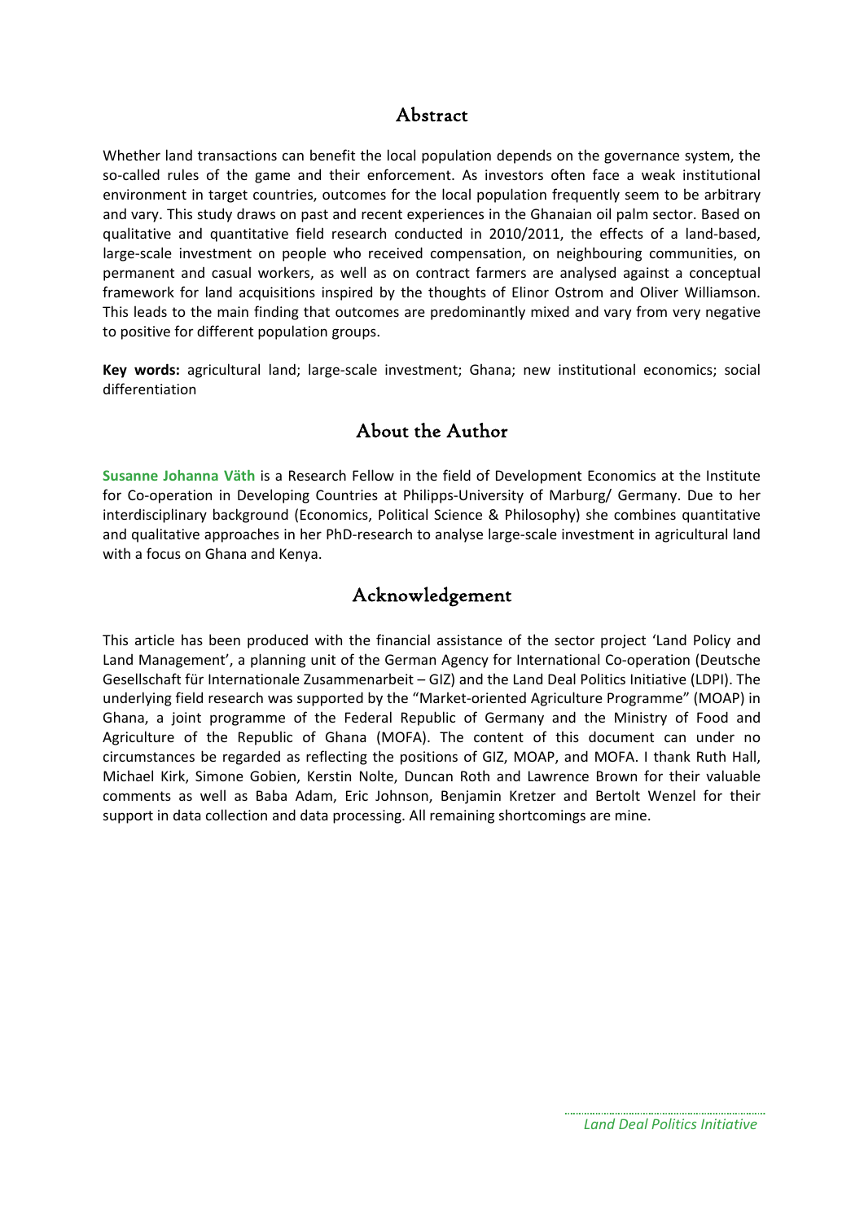## Abstract

Whether land transactions can benefit the local population depends on the governance system, the so-called rules of the game and their enforcement. As investors often face a weak institutional environment in target countries, outcomes for the local population frequently seem to be arbitrary and vary. This study draws on past and recent experiences in the Ghanaian oil palm sector. Based on qualitative and quantitative field research conducted in 2010/2011, the effects of a land-based, large-scale investment on people who received compensation, on neighbouring communities, on permanent and casual workers, as well as on contract farmers are analysed against a conceptual framework for land acquisitions inspired by the thoughts of Elinor Ostrom and Oliver Williamson. This leads to the main finding that outcomes are predominantly mixed and vary from very negative to positive for different population groups.

**Key words:** agricultural land; large-scale investment; Ghana; new institutional economics; social differentiation

## About the Author

**Susanne Johanna Väth** is a Research Fellow in the field of Development Economics at the Institute for Co-operation in Developing Countries at Philipps-University of Marburg/ Germany. Due to her interdisciplinary background (Economics, Political Science & Philosophy) she combines quantitative and qualitative approaches in her PhD-research to analyse large-scale investment in agricultural land with a focus on Ghana and Kenya.

## Acknowledgement

This article has been produced with the financial assistance of the sector project 'Land Policy and Land Management', a planning unit of the German Agency for International Co-operation (Deutsche Gesellschaft für Internationale Zusammenarbeit – GIZ) and the Land Deal Politics Initiative (LDPI). The underlying field research was supported by the "Market-oriented Agriculture Programme" (MOAP) in Ghana, a joint programme of the Federal Republic of Germany and the Ministry of Food and Agriculture of the Republic of Ghana (MOFA). The content of this document can under no circumstances be regarded as reflecting the positions of GIZ, MOAP, and MOFA. I thank Ruth Hall, Michael Kirk, Simone Gobien, Kerstin Nolte, Duncan Roth and Lawrence Brown for their valuable comments as well as Baba Adam, Eric Johnson, Benjamin Kretzer and Bertolt Wenzel for their support in data collection and data processing. All remaining shortcomings are mine.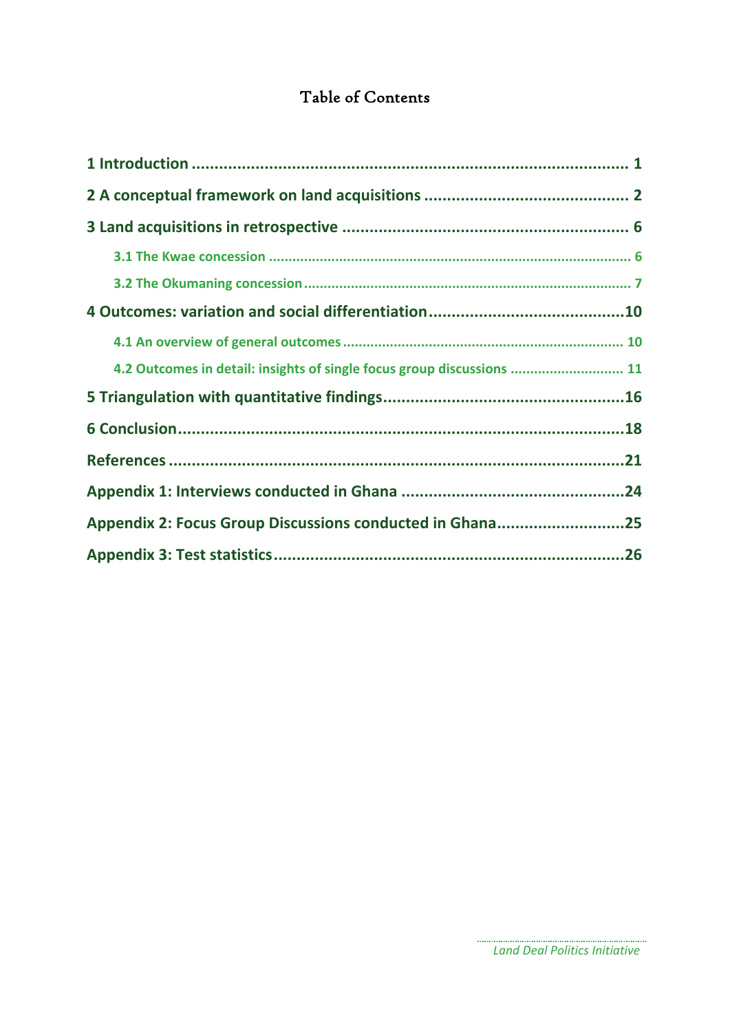# Table of Contents

1 Introduction ..................................................................................... 1

2 A conceptual framework on land acquisitions ........................................... 2

3 Land acquisitions in retrospective .......................................................... 6

3.1 The Kwae concession ........................................................................ 6

3.2 The Okumaning concession .................................................................. 7

4 Outcomes: variation and social differentiation ......................................... 10

4.1 An overview of general outcomes .......................................................... 10

4.2 Outcomes in detail: insights of single focus group discussions ....................... 11

5 Triangulation with quantitative findings ................................................... 16

6 Conclusion ........................................................................................ 18

References ........................................................................................... 21

Appendix 1: Interviews conducted in Ghana ................................................. 24

Appendix 2: Focus Group Discussions conducted in Ghana ................................ 25

Appendix 3: Test statistics ........................................................................ 26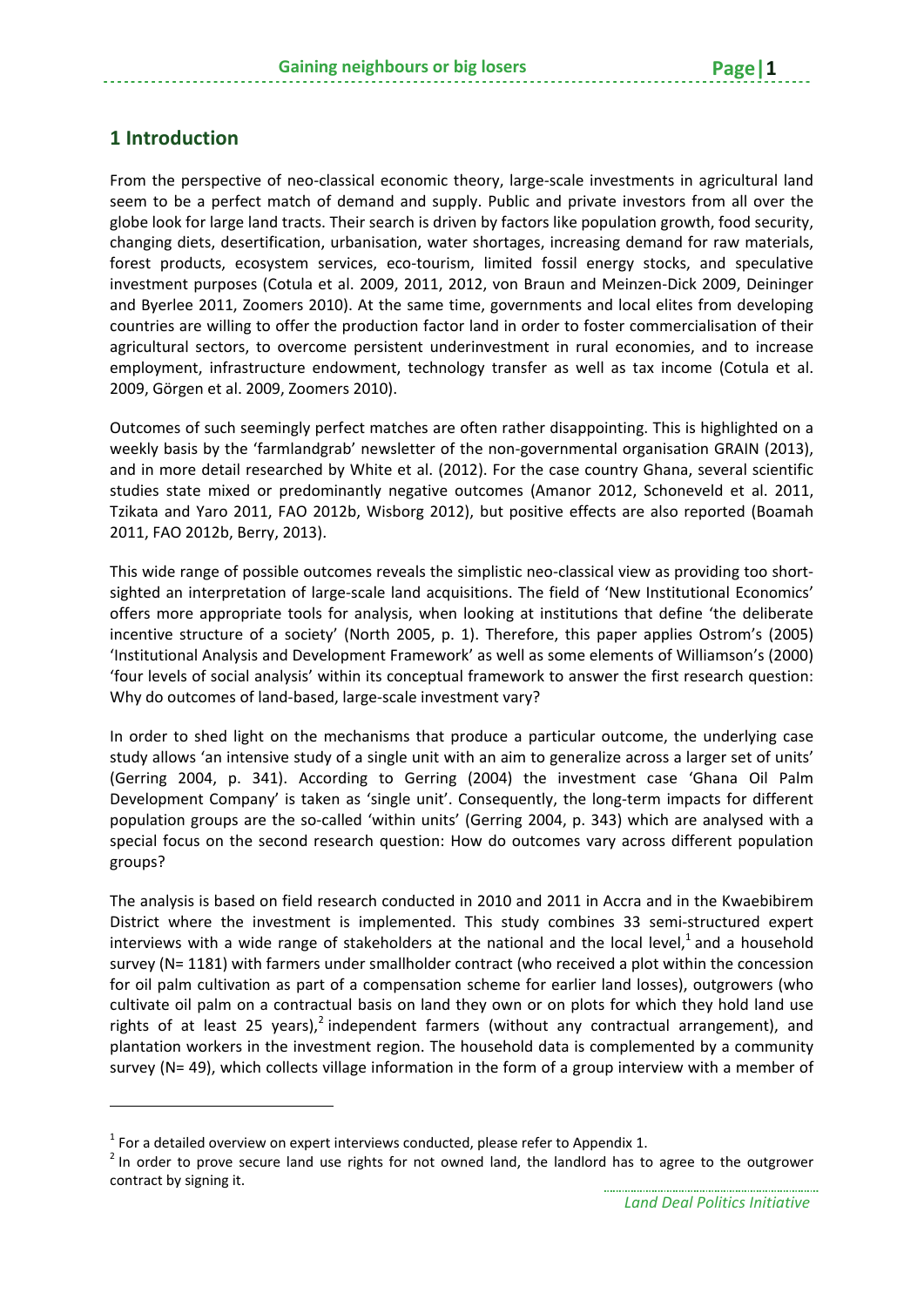# 1 Introduction

From the perspective of neo-classical economic theory, large-scale investments in agricultural land seem to be a perfect match of demand and supply. Public and private investors from all over the globe look for large land tracts. Their search is driven by factors like population growth, food security, changing diets, desertification, urbanisation, water shortages, increasing demand for raw materials, forest products, ecosystem services, eco-tourism, limited fossil energy stocks, and speculative investment purposes (Cotula et al. 2009, 2011, 2012, von Braun and Meinzen-Dick 2009, Deininger and Byerlee 2011, Zoomers 2010). At the same time, governments and local elites from developing countries are willing to offer the production factor land in order to foster commercialisation of their agricultural sectors, to overcome persistent underinvestment in rural economies, and to increase employment, infrastructure endowment, technology transfer as well as tax income (Cotula et al. 2009, Görgen et al. 2009, Zoomers 2010).

Outcomes of such seemingly perfect matches are often rather disappointing. This is highlighted on a weekly basis by the 'farmlandgrab' newsletter of the non-governmental organisation GRAIN (2013), and in more detail researched by White et al. (2012). For the case country Ghana, several scientific studies state mixed or predominantly negative outcomes (Amanor 2012, Schoneveld et al. 2011, Tzikata and Yaro 2011, FAO 2012b, Wisborg 2012), but positive effects are also reported (Boamah 2011, FAO 2012b, Berry, 2013).

This wide range of possible outcomes reveals the simplistic neo-classical view as providing too short-sighted an interpretation of large-scale land acquisitions. The field of 'New Institutional Economics' offers more appropriate tools for analysis, when looking at institutions that define 'the deliberate incentive structure of a society' (North 2005, p. 1). Therefore, this paper applies Ostrom's (2005) 'Institutional Analysis and Development Framework' as well as some elements of Williamson's (2000) 'four levels of social analysis' within its conceptual framework to answer the first research question: Why do outcomes of land-based, large-scale investment vary?

In order to shed light on the mechanisms that produce a particular outcome, the underlying case study allows 'an intensive study of a single unit with an aim to generalize across a larger set of units' (Gerring 2004, p. 341). According to Gerring (2004) the investment case 'Ghana Oil Palm Development Company' is taken as 'single unit'. Consequently, the long-term impacts for different population groups are the so-called 'within units' (Gerring 2004, p. 343) which are analysed with a special focus on the second research question: How do outcomes vary across different population groups?

The analysis is based on field research conducted in 2010 and 2011 in Accra and in the Kwaebibirem District where the investment is implemented. This study combines 33 semi-structured expert interviews with a wide range of stakeholders at the national and the local level,[1] and a household survey (N= 1181) with farmers under smallholder contract (who received a plot within the concession for oil palm cultivation as part of a compensation scheme for earlier land losses), outgrowers (who cultivate oil palm on a contractual basis on land they own or on plots for which they hold land use rights of at least 25 years),[2] independent farmers (without any contractual arrangement), and plantation workers in the investment region. The household data is complemented by a community survey (N= 49), which collects village information in the form of a group interview with a member of

[1] For a detailed overview on expert interviews conducted, please refer to Appendix 1.

[2] In order to prove secure land use rights for not owned land, the landlord has to agree to the outgrower contract by signing it.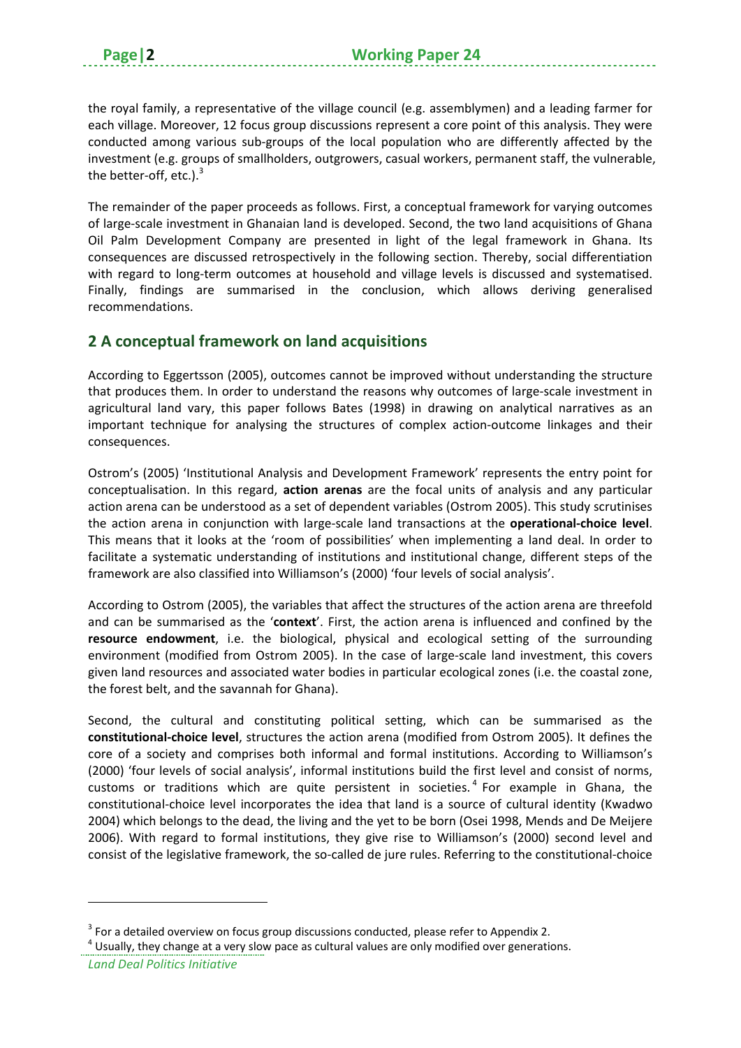the royal family, a representative of the village council (e.g. assemblymen) and a leading farmer for each village. Moreover, 12 focus group discussions represent a core point of this analysis. They were conducted among various sub-groups of the local population who are differently affected by the investment (e.g. groups of smallholders, outgrowers, casual workers, permanent staff, the vulnerable, the better-off, etc.).[3]

The remainder of the paper proceeds as follows. First, a conceptual framework for varying outcomes of large-scale investment in Ghanaian land is developed. Second, the two land acquisitions of Ghana Oil Palm Development Company are presented in light of the legal framework in Ghana. Its consequences are discussed retrospectively in the following section. Thereby, social differentiation with regard to long-term outcomes at household and village levels is discussed and systematised. Finally, findings are summarised in the conclusion, which allows deriving generalised recommendations.

## 2 A conceptual framework on land acquisitions

According to Eggertsson (2005), outcomes cannot be improved without understanding the structure that produces them. In order to understand the reasons why outcomes of large-scale investment in agricultural land vary, this paper follows Bates (1998) in drawing on analytical narratives as an important technique for analysing the structures of complex action-outcome linkages and their consequences.

Ostrom's (2005) 'Institutional Analysis and Development Framework' represents the entry point for conceptualisation. In this regard, **action arenas** are the focal units of analysis and any particular action arena can be understood as a set of dependent variables (Ostrom 2005). This study scrutinises the action arena in conjunction with large-scale land transactions at the **operational-choice level**. This means that it looks at the 'room of possibilities' when implementing a land deal. In order to facilitate a systematic understanding of institutions and institutional change, different steps of the framework are also classified into Williamson's (2000) 'four levels of social analysis'.

According to Ostrom (2005), the variables that affect the structures of the action arena are threefold and can be summarised as the '**context**'. First, the action arena is influenced and confined by the **resource endowment**, i.e. the biological, physical and ecological setting of the surrounding environment (modified from Ostrom 2005). In the case of large-scale land investment, this covers given land resources and associated water bodies in particular ecological zones (i.e. the coastal zone, the forest belt, and the savannah for Ghana).

Second, the cultural and constituting political setting, which can be summarised as the **constitutional-choice level**, structures the action arena (modified from Ostrom 2005). It defines the core of a society and comprises both informal and formal institutions. According to Williamson's (2000) 'four levels of social analysis', informal institutions build the first level and consist of norms, customs or traditions which are quite persistent in societies.[4] For example in Ghana, the constitutional-choice level incorporates the idea that land is a source of cultural identity (Kwadwo 2004) which belongs to the dead, the living and the yet to be born (Osei 1998, Mends and De Meijere 2006). With regard to formal institutions, they give rise to Williamson's (2000) second level and consist of the legislative framework, the so-called de jure rules. Referring to the constitutional-choice

[3] For a detailed overview on focus group discussions conducted, please refer to Appendix 2.

[4] Usually, they change at a very slow pace as cultural values are only modified over generations.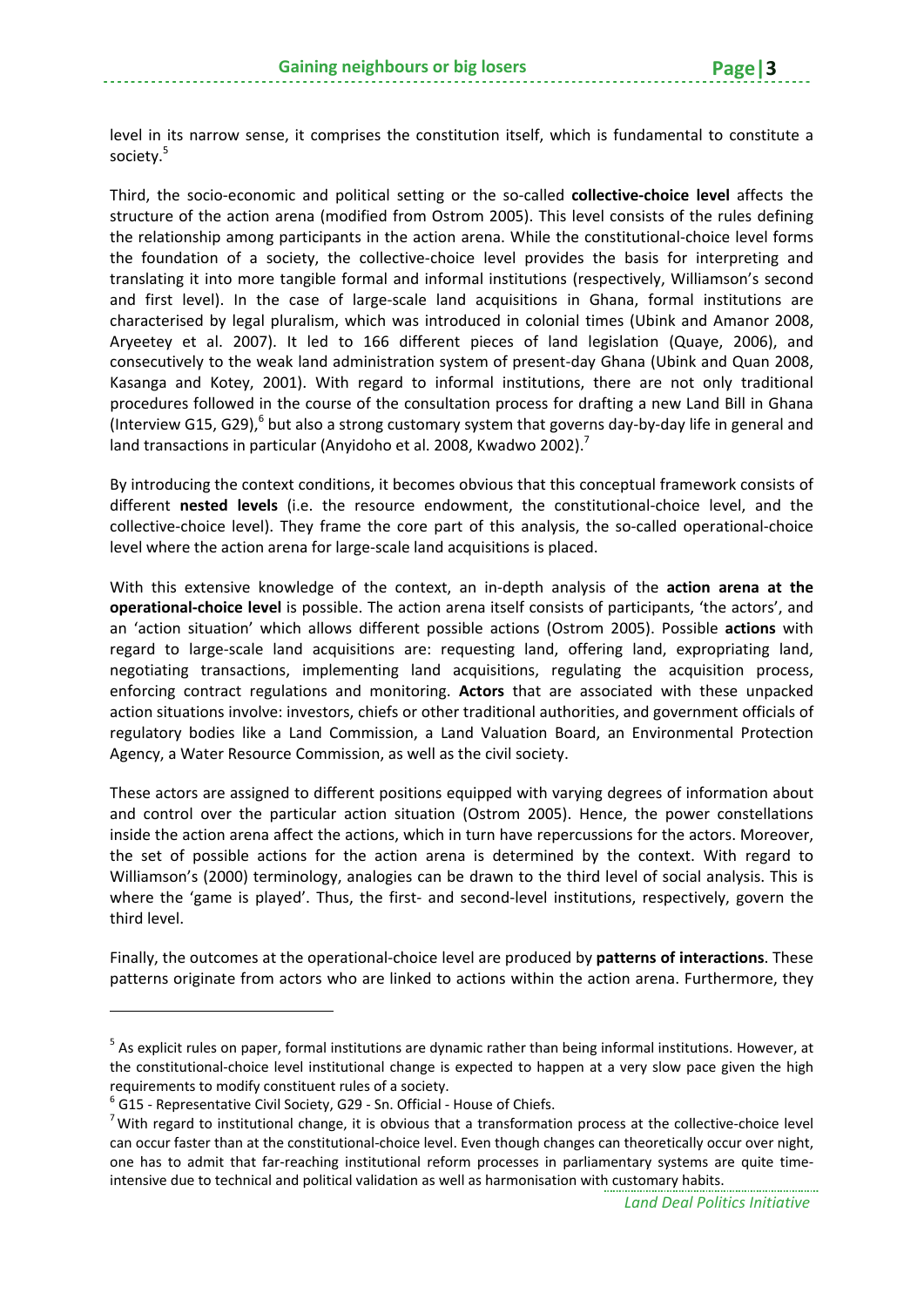level in its narrow sense, it comprises the constitution itself, which is fundamental to constitute a society.[5]

Third, the socio-economic and political setting or the so-called **collective-choice level** affects the structure of the action arena (modified from Ostrom 2005). This level consists of the rules defining the relationship among participants in the action arena. While the constitutional-choice level forms the foundation of a society, the collective-choice level provides the basis for interpreting and translating it into more tangible formal and informal institutions (respectively, Williamson's second and first level). In the case of large-scale land acquisitions in Ghana, formal institutions are characterised by legal pluralism, which was introduced in colonial times (Ubink and Amanor 2008, Aryeetey et al. 2007). It led to 166 different pieces of land legislation (Quaye, 2006), and consecutively to the weak land administration system of present-day Ghana (Ubink and Quan 2008, Kasanga and Kotey, 2001). With regard to informal institutions, there are not only traditional procedures followed in the course of the consultation process for drafting a new Land Bill in Ghana (Interview G15, G29),[6] but also a strong customary system that governs day-by-day life in general and land transactions in particular (Anyidoho et al. 2008, Kwadwo 2002).[7]

By introducing the context conditions, it becomes obvious that this conceptual framework consists of different **nested levels** (i.e. the resource endowment, the constitutional-choice level, and the collective-choice level). They frame the core part of this analysis, the so-called operational-choice level where the action arena for large-scale land acquisitions is placed.

With this extensive knowledge of the context, an in-depth analysis of the **action arena at the operational-choice level** is possible. The action arena itself consists of participants, 'the actors', and an 'action situation' which allows different possible actions (Ostrom 2005). Possible **actions** with regard to large-scale land acquisitions are: requesting land, offering land, expropriating land, negotiating transactions, implementing land acquisitions, regulating the acquisition process, enforcing contract regulations and monitoring. **Actors** that are associated with these unpacked action situations involve: investors, chiefs or other traditional authorities, and government officials of regulatory bodies like a Land Commission, a Land Valuation Board, an Environmental Protection Agency, a Water Resource Commission, as well as the civil society.

These actors are assigned to different positions equipped with varying degrees of information about and control over the particular action situation (Ostrom 2005). Hence, the power constellations inside the action arena affect the actions, which in turn have repercussions for the actors. Moreover, the set of possible actions for the action arena is determined by the context. With regard to Williamson's (2000) terminology, analogies can be drawn to the third level of social analysis. This is where the 'game is played'. Thus, the first- and second-level institutions, respectively, govern the third level.

Finally, the outcomes at the operational-choice level are produced by **patterns of interactions**. These patterns originate from actors who are linked to actions within the action arena. Furthermore, they

---

[5] As explicit rules on paper, formal institutions are dynamic rather than being informal institutions. However, at the constitutional-choice level institutional change is expected to happen at a very slow pace given the high requirements to modify constituent rules of a society.

[6] G15 - Representative Civil Society, G29 - Sn. Official - House of Chiefs.

[7] With regard to institutional change, it is obvious that a transformation process at the collective-choice level can occur faster than at the constitutional-choice level. Even though changes can theoretically occur over night, one has to admit that far-reaching institutional reform processes in parliamentary systems are quite time-intensive due to technical and political validation as well as harmonisation with customary habits.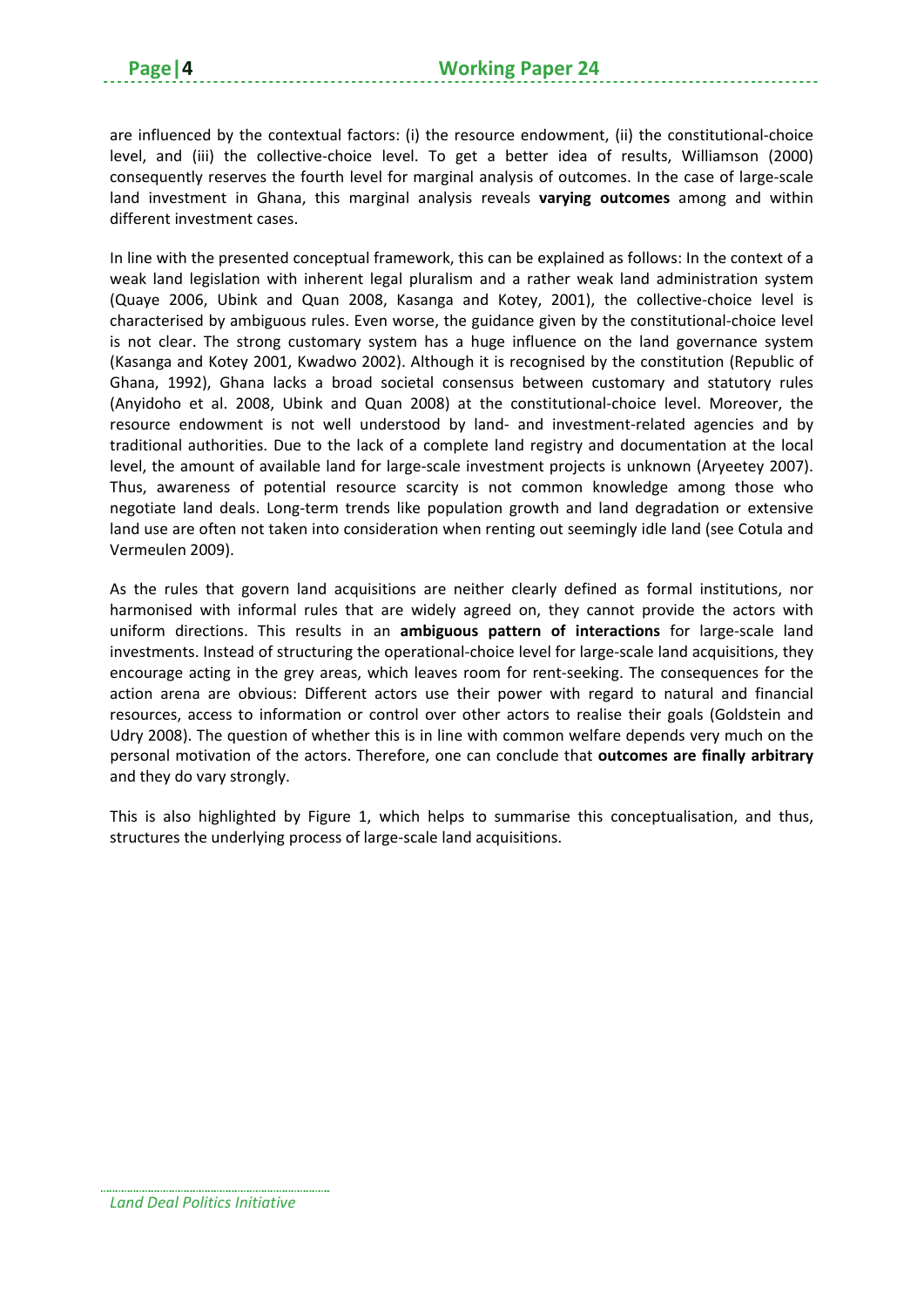are influenced by the contextual factors: (i) the resource endowment, (ii) the constitutional-choice level, and (iii) the collective-choice level. To get a better idea of results, Williamson (2000) consequently reserves the fourth level for marginal analysis of outcomes. In the case of large-scale land investment in Ghana, this marginal analysis reveals **varying outcomes** among and within different investment cases.

In line with the presented conceptual framework, this can be explained as follows: In the context of a weak land legislation with inherent legal pluralism and a rather weak land administration system (Quaye 2006, Ubink and Quan 2008, Kasanga and Kotey, 2001), the collective-choice level is characterised by ambiguous rules. Even worse, the guidance given by the constitutional-choice level is not clear. The strong customary system has a huge influence on the land governance system (Kasanga and Kotey 2001, Kwadwo 2002). Although it is recognised by the constitution (Republic of Ghana, 1992), Ghana lacks a broad societal consensus between customary and statutory rules (Anyidoho et al. 2008, Ubink and Quan 2008) at the constitutional-choice level. Moreover, the resource endowment is not well understood by land- and investment-related agencies and by traditional authorities. Due to the lack of a complete land registry and documentation at the local level, the amount of available land for large-scale investment projects is unknown (Aryeetey 2007). Thus, awareness of potential resource scarcity is not common knowledge among those who negotiate land deals. Long-term trends like population growth and land degradation or extensive land use are often not taken into consideration when renting out seemingly idle land (see Cotula and Vermeulen 2009).

As the rules that govern land acquisitions are neither clearly defined as formal institutions, nor harmonised with informal rules that are widely agreed on, they cannot provide the actors with uniform directions. This results in an **ambiguous pattern of interactions** for large-scale land investments. Instead of structuring the operational-choice level for large-scale land acquisitions, they encourage acting in the grey areas, which leaves room for rent-seeking. The consequences for the action arena are obvious: Different actors use their power with regard to natural and financial resources, access to information or control over other actors to realise their goals (Goldstein and Udry 2008). The question of whether this is in line with common welfare depends very much on the personal motivation of the actors. Therefore, one can conclude that **outcomes are finally arbitrary** and they do vary strongly.

This is also highlighted by Figure 1, which helps to summarise this conceptualisation, and thus, structures the underlying process of large-scale land acquisitions.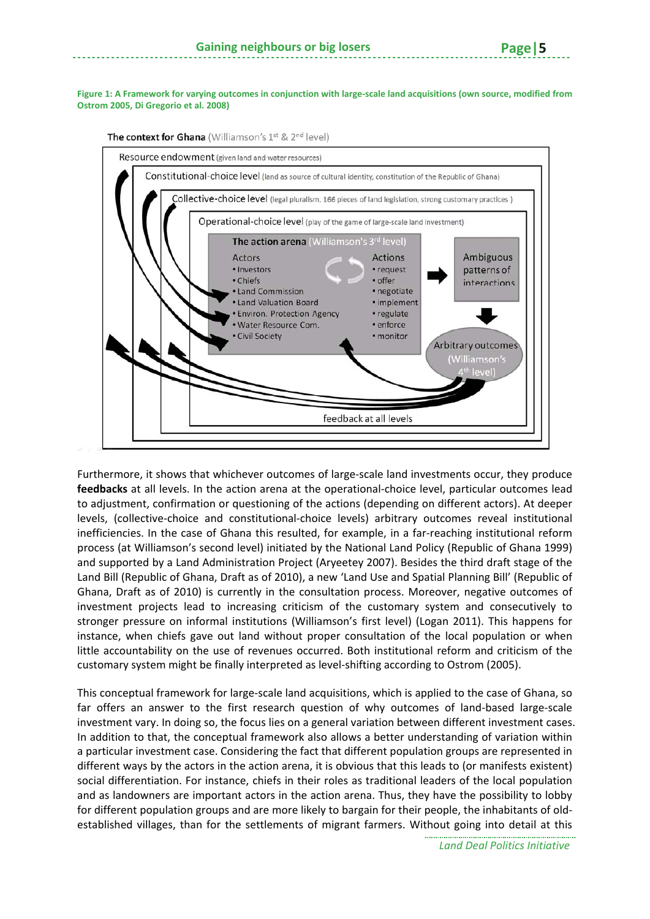**Figure 1: A Framework for varying outcomes in conjunction with large-scale land acquisitions (own source, modified from Ostrom 2005, Di Gregorio et al. 2008)**

The context for Ghana (Williamson's 1st & 2nd level)

Resource endowment (given land and water resources)

Constitutional-choice level (land as source of cultural identity, constitution of the Republic of Ghana)

Collective-choice level (legal pluralism, 166 pieces of land legislation, strong customary practices)

Operational-choice level (play of the game of large-scale land investment)

The action arena (Williamson's 3rd level)

| Actors | Actions |
|---|---|
| • Investors | • request |
| • Chiefs | • offer |
| • Land Commission | • negotiate |
| • Land Valuation Board | • implement |
| • Environ. Protection Agency | • regulate |
| • Water Resource Com. | • enforce |
| • Civil Society | • monitor |

Ambiguous patterns of interactions

Arbitrary outcomes (Williamson's 4th level)

feedback at all levels

Furthermore, it shows that whichever outcomes of large-scale land investments occur, they produce **feedbacks** at all levels. In the action arena at the operational-choice level, particular outcomes lead to adjustment, confirmation or questioning of the actions (depending on different actors). At deeper levels, (collective-choice and constitutional-choice levels) arbitrary outcomes reveal institutional inefficiencies. In the case of Ghana this resulted, for example, in a far-reaching institutional reform process (at Williamson's second level) initiated by the National Land Policy (Republic of Ghana 1999) and supported by a Land Administration Project (Aryeetey 2007). Besides the third draft stage of the Land Bill (Republic of Ghana, Draft as of 2010), a new 'Land Use and Spatial Planning Bill' (Republic of Ghana, Draft as of 2010) is currently in the consultation process. Moreover, negative outcomes of investment projects lead to increasing criticism of the customary system and consecutively to stronger pressure on informal institutions (Williamson's first level) (Logan 2011). This happens for instance, when chiefs gave out land without proper consultation of the local population or when little accountability on the use of revenues occurred. Both institutional reform and criticism of the customary system might be finally interpreted as level-shifting according to Ostrom (2005).

This conceptual framework for large-scale land acquisitions, which is applied to the case of Ghana, so far offers an answer to the first research question of why outcomes of land-based large-scale investment vary. In doing so, the focus lies on a general variation between different investment cases. In addition to that, the conceptual framework also allows a better understanding of variation within a particular investment case. Considering the fact that different population groups are represented in different ways by the actors in the action arena, it is obvious that this leads to (or manifests existent) social differentiation. For instance, chiefs in their roles as traditional leaders of the local population and as landowners are important actors in the action arena. Thus, they have the possibility to lobby for different population groups and are more likely to bargain for their people, the inhabitants of old-established villages, than for the settlements of migrant farmers. Without going into detail at this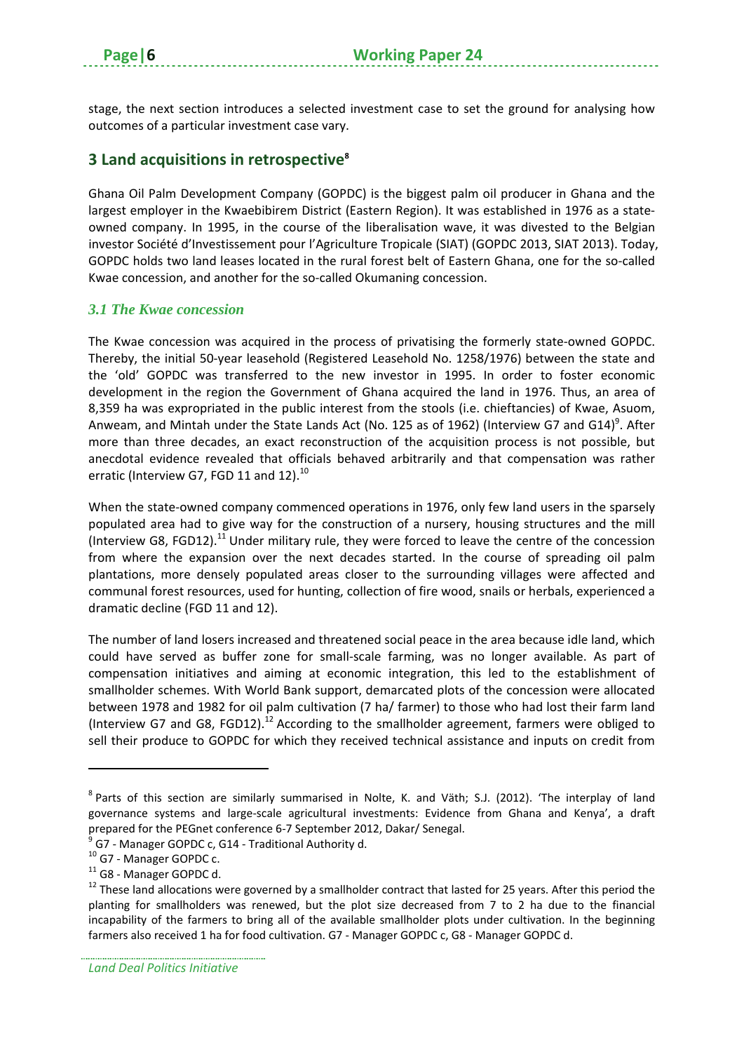stage, the next section introduces a selected investment case to set the ground for analysing how outcomes of a particular investment case vary.

## 3 Land acquisitions in retrospective[8]

Ghana Oil Palm Development Company (GOPDC) is the biggest palm oil producer in Ghana and the largest employer in the Kwaebibirem District (Eastern Region). It was established in 1976 as a state-owned company. In 1995, in the course of the liberalisation wave, it was divested to the Belgian investor Société d'Investissement pour l'Agriculture Tropicale (SIAT) (GOPDC 2013, SIAT 2013). Today, GOPDC holds two land leases located in the rural forest belt of Eastern Ghana, one for the so-called Kwae concession, and another for the so-called Okumaning concession.

### *3.1 The Kwae concession*

The Kwae concession was acquired in the process of privatising the formerly state-owned GOPDC. Thereby, the initial 50-year leasehold (Registered Leasehold No. 1258/1976) between the state and the 'old' GOPDC was transferred to the new investor in 1995. In order to foster economic development in the region the Government of Ghana acquired the land in 1976. Thus, an area of 8,359 ha was expropriated in the public interest from the stools (i.e. chieftancies) of Kwae, Asuom, Anweam, and Mintah under the State Lands Act (No. 125 as of 1962) (Interview G7 and G14)[9]. After more than three decades, an exact reconstruction of the acquisition process is not possible, but anecdotal evidence revealed that officials behaved arbitrarily and that compensation was rather erratic (Interview G7, FGD 11 and 12).[10]

When the state-owned company commenced operations in 1976, only few land users in the sparsely populated area had to give way for the construction of a nursery, housing structures and the mill (Interview G8, FGD12).[11] Under military rule, they were forced to leave the centre of the concession from where the expansion over the next decades started. In the course of spreading oil palm plantations, more densely populated areas closer to the surrounding villages were affected and communal forest resources, used for hunting, collection of fire wood, snails or herbals, experienced a dramatic decline (FGD 11 and 12).

The number of land losers increased and threatened social peace in the area because idle land, which could have served as buffer zone for small-scale farming, was no longer available. As part of compensation initiatives and aiming at economic integration, this led to the establishment of smallholder schemes. With World Bank support, demarcated plots of the concession were allocated between 1978 and 1982 for oil palm cultivation (7 ha/ farmer) to those who had lost their farm land (Interview G7 and G8, FGD12).[12] According to the smallholder agreement, farmers were obliged to sell their produce to GOPDC for which they received technical assistance and inputs on credit from

---

[8] Parts of this section are similarly summarised in Nolte, K. and Väth; S.J. (2012). 'The interplay of land governance systems and large-scale agricultural investments: Evidence from Ghana and Kenya', a draft prepared for the PEGnet conference 6-7 September 2012, Dakar/ Senegal.

[9] G7 - Manager GOPDC c, G14 - Traditional Authority d.

[10] G7 - Manager GOPDC c.

[11] G8 - Manager GOPDC d.

[12] These land allocations were governed by a smallholder contract that lasted for 25 years. After this period the planting for smallholders was renewed, but the plot size decreased from 7 to 2 ha due to the financial incapability of the farmers to bring all of the available smallholder plots under cultivation. In the beginning farmers also received 1 ha for food cultivation. G7 - Manager GOPDC c, G8 - Manager GOPDC d.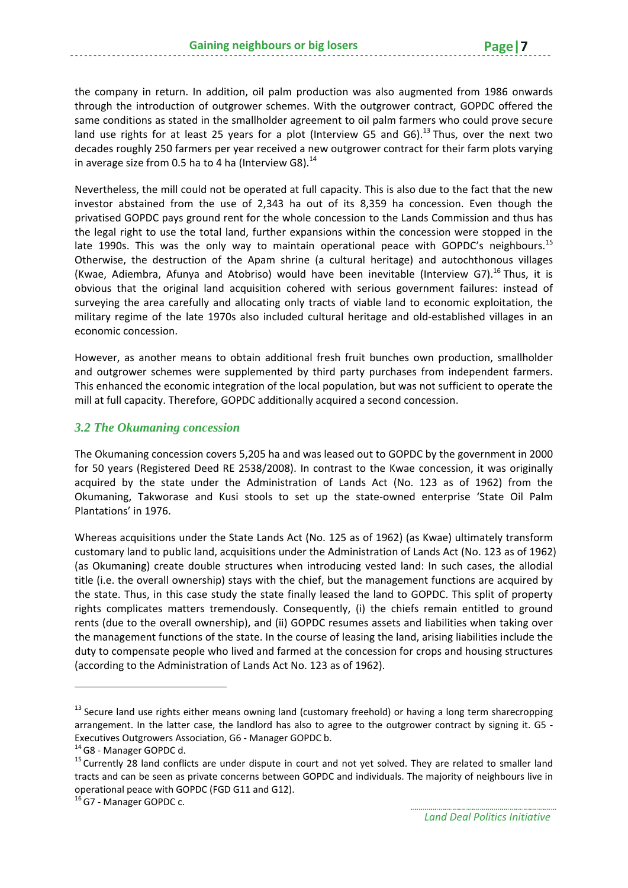the company in return. In addition, oil palm production was also augmented from 1986 onwards through the introduction of outgrower schemes. With the outgrower contract, GOPDC offered the same conditions as stated in the smallholder agreement to oil palm farmers who could prove secure land use rights for at least 25 years for a plot (Interview G5 and G6).[13] Thus, over the next two decades roughly 250 farmers per year received a new outgrower contract for their farm plots varying in average size from 0.5 ha to 4 ha (Interview G8).[14]

Nevertheless, the mill could not be operated at full capacity. This is also due to the fact that the new investor abstained from the use of 2,343 ha out of its 8,359 ha concession. Even though the privatised GOPDC pays ground rent for the whole concession to the Lands Commission and thus has the legal right to use the total land, further expansions within the concession were stopped in the late 1990s. This was the only way to maintain operational peace with GOPDC's neighbours.[15] Otherwise, the destruction of the Apam shrine (a cultural heritage) and autochthonous villages (Kwae, Adiembra, Afunya and Atobriso) would have been inevitable (Interview G7).[16] Thus, it is obvious that the original land acquisition cohered with serious government failures: instead of surveying the area carefully and allocating only tracts of viable land to economic exploitation, the military regime of the late 1970s also included cultural heritage and old-established villages in an economic concession.

However, as another means to obtain additional fresh fruit bunches own production, smallholder and outgrower schemes were supplemented by third party purchases from independent farmers. This enhanced the economic integration of the local population, but was not sufficient to operate the mill at full capacity. Therefore, GOPDC additionally acquired a second concession.

### *3.2 The Okumaning concession*

The Okumaning concession covers 5,205 ha and was leased out to GOPDC by the government in 2000 for 50 years (Registered Deed RE 2538/2008). In contrast to the Kwae concession, it was originally acquired by the state under the Administration of Lands Act (No. 123 as of 1962) from the Okumaning, Takworase and Kusi stools to set up the state-owned enterprise 'State Oil Palm Plantations' in 1976.

Whereas acquisitions under the State Lands Act (No. 125 as of 1962) (as Kwae) ultimately transform customary land to public land, acquisitions under the Administration of Lands Act (No. 123 as of 1962) (as Okumaning) create double structures when introducing vested land: In such cases, the allodial title (i.e. the overall ownership) stays with the chief, but the management functions are acquired by the state. Thus, in this case study the state finally leased the land to GOPDC. This split of property rights complicates matters tremendously. Consequently, (i) the chiefs remain entitled to ground rents (due to the overall ownership), and (ii) GOPDC resumes assets and liabilities when taking over the management functions of the state. In the course of leasing the land, arising liabilities include the duty to compensate people who lived and farmed at the concession for crops and housing structures (according to the Administration of Lands Act No. 123 as of 1962).

---

[13] Secure land use rights either means owning land (customary freehold) or having a long term sharecropping arrangement. In the latter case, the landlord has also to agree to the outgrower contract by signing it. G5 - Executives Outgrowers Association, G6 - Manager GOPDC b.

[14] G8 - Manager GOPDC d.

[15] Currently 28 land conflicts are under dispute in court and not yet solved. They are related to smaller land tracts and can be seen as private concerns between GOPDC and individuals. The majority of neighbours live in operational peace with GOPDC (FGD G11 and G12).

[16] G7 - Manager GOPDC c.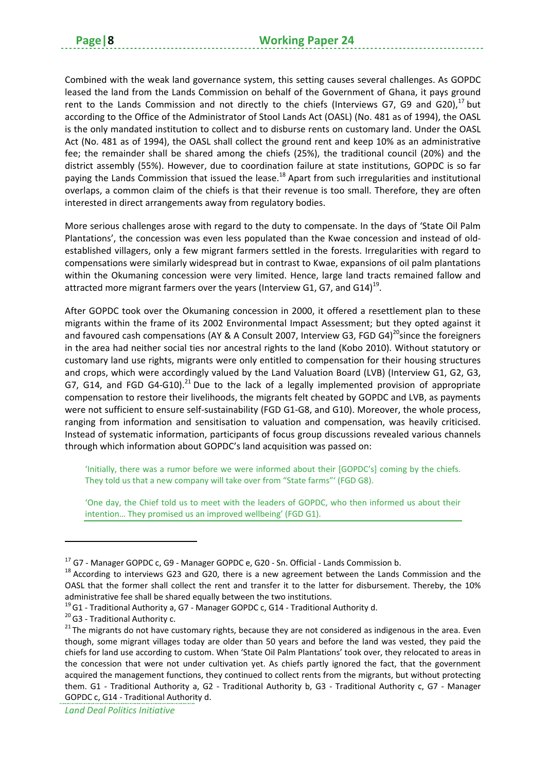Combined with the weak land governance system, this setting causes several challenges. As GOPDC leased the land from the Lands Commission on behalf of the Government of Ghana, it pays ground rent to the Lands Commission and not directly to the chiefs (Interviews G7, G9 and G20),[17] but according to the Office of the Administrator of Stool Lands Act (OASL) (No. 481 as of 1994), the OASL is the only mandated institution to collect and to disburse rents on customary land. Under the OASL Act (No. 481 as of 1994), the OASL shall collect the ground rent and keep 10% as an administrative fee; the remainder shall be shared among the chiefs (25%), the traditional council (20%) and the district assembly (55%). However, due to coordination failure at state institutions, GOPDC is so far paying the Lands Commission that issued the lease.[18] Apart from such irregularities and institutional overlaps, a common claim of the chiefs is that their revenue is too small. Therefore, they are often interested in direct arrangements away from regulatory bodies.

More serious challenges arose with regard to the duty to compensate. In the days of 'State Oil Palm Plantations', the concession was even less populated than the Kwae concession and instead of old-established villagers, only a few migrant farmers settled in the forests. Irregularities with regard to compensations were similarly widespread but in contrast to Kwae, expansions of oil palm plantations within the Okumaning concession were very limited. Hence, large land tracts remained fallow and attracted more migrant farmers over the years (Interview G1, G7, and G14)[19].

After GOPDC took over the Okumaning concession in 2000, it offered a resettlement plan to these migrants within the frame of its 2002 Environmental Impact Assessment; but they opted against it and favoured cash compensations (AY & A Consult 2007, Interview G3, FGD G4)[20]since the foreigners in the area had neither social ties nor ancestral rights to the land (Kobo 2010). Without statutory or customary land use rights, migrants were only entitled to compensation for their housing structures and crops, which were accordingly valued by the Land Valuation Board (LVB) (Interview G1, G2, G3, G7, G14, and FGD G4-G10).[21] Due to the lack of a legally implemented provision of appropriate compensation to restore their livelihoods, the migrants felt cheated by GOPDC and LVB, as payments were not sufficient to ensure self-sustainability (FGD G1-G8, and G10). Moreover, the whole process, ranging from information and sensitisation to valuation and compensation, was heavily criticised. Instead of systematic information, participants of focus group discussions revealed various channels through which information about GOPDC's land acquisition was passed on:

> 'Initially, there was a rumor before we were informed about their [GOPDC's] coming by the chiefs. They told us that a new company will take over from "State farms"' (FGD G8).
>
> 'One day, the Chief told us to meet with the leaders of GOPDC, who then informed us about their intention… They promised us an improved wellbeing' (FGD G1).

---

[17] G7 - Manager GOPDC c, G9 - Manager GOPDC e, G20 - Sn. Official - Lands Commission b.

[18] According to interviews G23 and G20, there is a new agreement between the Lands Commission and the OASL that the former shall collect the rent and transfer it to the latter for disbursement. Thereby, the 10% administrative fee shall be shared equally between the two institutions.

[19] G1 - Traditional Authority a, G7 - Manager GOPDC c, G14 - Traditional Authority d.

[20] G3 - Traditional Authority c.

[21] The migrants do not have customary rights, because they are not considered as indigenous in the area. Even though, some migrant villages today are older than 50 years and before the land was vested, they paid the chiefs for land use according to custom. When 'State Oil Palm Plantations' took over, they relocated to areas in the concession that were not under cultivation yet. As chiefs partly ignored the fact, that the government acquired the management functions, they continued to collect rents from the migrants, but without protecting them. G1 - Traditional Authority a, G2 - Traditional Authority b, G3 - Traditional Authority c, G7 - Manager GOPDC c, G14 - Traditional Authority d.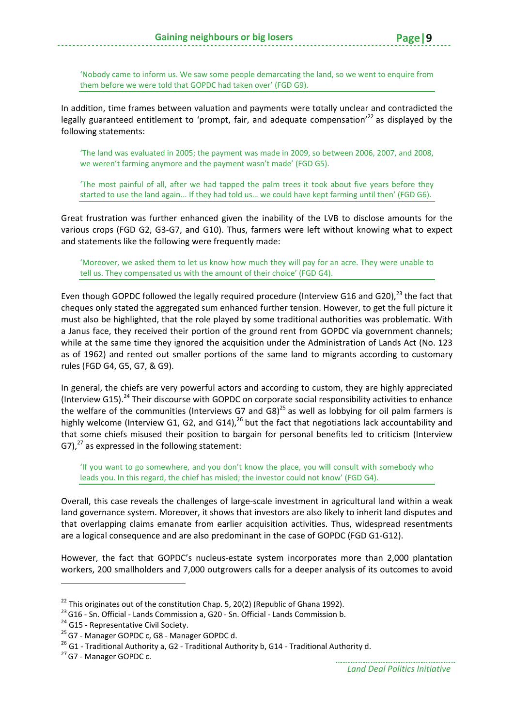> 'Nobody came to inform us. We saw some people demarcating the land, so we went to enquire from them before we were told that GOPDC had taken over' (FGD G9).

In addition, time frames between valuation and payments were totally unclear and contradicted the legally guaranteed entitlement to 'prompt, fair, and adequate compensation'[22] as displayed by the following statements:

> 'The land was evaluated in 2005; the payment was made in 2009, so between 2006, 2007, and 2008, we weren't farming anymore and the payment wasn't made' (FGD G5).

> 'The most painful of all, after we had tapped the palm trees it took about five years before they started to use the land again… If they had told us… we could have kept farming until then' (FGD G6).

Great frustration was further enhanced given the inability of the LVB to disclose amounts for the various crops (FGD G2, G3-G7, and G10). Thus, farmers were left without knowing what to expect and statements like the following were frequently made:

> 'Moreover, we asked them to let us know how much they will pay for an acre. They were unable to tell us. They compensated us with the amount of their choice' (FGD G4).

Even though GOPDC followed the legally required procedure (Interview G16 and G20),[23] the fact that cheques only stated the aggregated sum enhanced further tension. However, to get the full picture it must also be highlighted, that the role played by some traditional authorities was problematic. With a Janus face, they received their portion of the ground rent from GOPDC via government channels; while at the same time they ignored the acquisition under the Administration of Lands Act (No. 123 as of 1962) and rented out smaller portions of the same land to migrants according to customary rules (FGD G4, G5, G7, & G9).

In general, the chiefs are very powerful actors and according to custom, they are highly appreciated (Interview G15).[24] Their discourse with GOPDC on corporate social responsibility activities to enhance the welfare of the communities (Interviews G7 and G8)[25] as well as lobbying for oil palm farmers is highly welcome (Interview G1, G2, and G14),[26] but the fact that negotiations lack accountability and that some chiefs misused their position to bargain for personal benefits led to criticism (Interview G7),[27] as expressed in the following statement:

> 'If you want to go somewhere, and you don't know the place, you will consult with somebody who leads you. In this regard, the chief has misled; the investor could not know' (FGD G4).

Overall, this case reveals the challenges of large-scale investment in agricultural land within a weak land governance system. Moreover, it shows that investors are also likely to inherit land disputes and that overlapping claims emanate from earlier acquisition activities. Thus, widespread resentments are a logical consequence and are also predominant in the case of GOPDC (FGD G1-G12).

However, the fact that GOPDC's nucleus-estate system incorporates more than 2,000 plantation workers, 200 smallholders and 7,000 outgrowers calls for a deeper analysis of its outcomes to avoid

---

[22] This originates out of the constitution Chap. 5, 20(2) (Republic of Ghana 1992).
[23] G16 - Sn. Official - Lands Commission a, G20 - Sn. Official - Lands Commission b.
[24] G15 - Representative Civil Society.
[25] G7 - Manager GOPDC c, G8 - Manager GOPDC d.
[26] G1 - Traditional Authority a, G2 - Traditional Authority b, G14 - Traditional Authority d.
[27] G7 - Manager GOPDC c.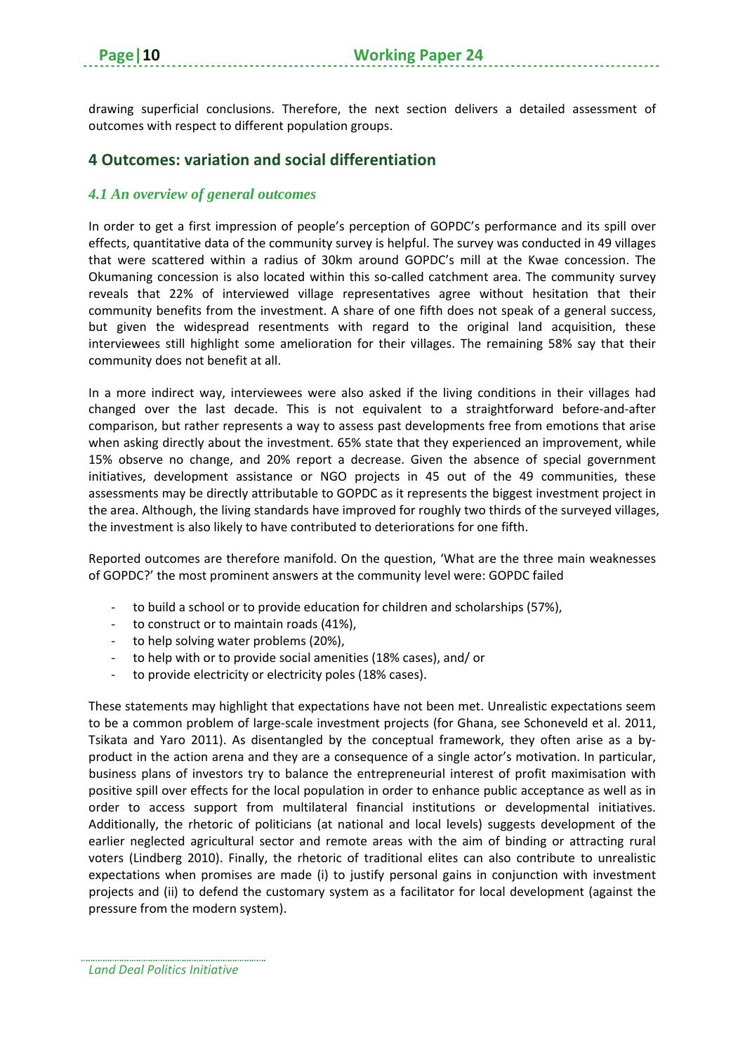drawing superficial conclusions. Therefore, the next section delivers a detailed assessment of outcomes with respect to different population groups.

## 4 Outcomes: variation and social differentiation

### *4.1 An overview of general outcomes*

In order to get a first impression of people's perception of GOPDC's performance and its spill over effects, quantitative data of the community survey is helpful. The survey was conducted in 49 villages that were scattered within a radius of 30km around GOPDC's mill at the Kwae concession. The Okumaning concession is also located within this so-called catchment area. The community survey reveals that 22% of interviewed village representatives agree without hesitation that their community benefits from the investment. A share of one fifth does not speak of a general success, but given the widespread resentments with regard to the original land acquisition, these interviewees still highlight some amelioration for their villages. The remaining 58% say that their community does not benefit at all.

In a more indirect way, interviewees were also asked if the living conditions in their villages had changed over the last decade. This is not equivalent to a straightforward before-and-after comparison, but rather represents a way to assess past developments free from emotions that arise when asking directly about the investment. 65% state that they experienced an improvement, while 15% observe no change, and 20% report a decrease. Given the absence of special government initiatives, development assistance or NGO projects in 45 out of the 49 communities, these assessments may be directly attributable to GOPDC as it represents the biggest investment project in the area. Although, the living standards have improved for roughly two thirds of the surveyed villages, the investment is also likely to have contributed to deteriorations for one fifth.

Reported outcomes are therefore manifold. On the question, 'What are the three main weaknesses of GOPDC?' the most prominent answers at the community level were: GOPDC failed

- to build a school or to provide education for children and scholarships (57%),
- to construct or to maintain roads (41%),
- to help solving water problems (20%),
- to help with or to provide social amenities (18% cases), and/ or
- to provide electricity or electricity poles (18% cases).

These statements may highlight that expectations have not been met. Unrealistic expectations seem to be a common problem of large-scale investment projects (for Ghana, see Schoneveld et al. 2011, Tsikata and Yaro 2011). As disentangled by the conceptual framework, they often arise as a by-product in the action arena and they are a consequence of a single actor's motivation. In particular, business plans of investors try to balance the entrepreneurial interest of profit maximisation with positive spill over effects for the local population in order to enhance public acceptance as well as in order to access support from multilateral financial institutions or developmental initiatives. Additionally, the rhetoric of politicians (at national and local levels) suggests development of the earlier neglected agricultural sector and remote areas with the aim of binding or attracting rural voters (Lindberg 2010). Finally, the rhetoric of traditional elites can also contribute to unrealistic expectations when promises are made (i) to justify personal gains in conjunction with investment projects and (ii) to defend the customary system as a facilitator for local development (against the pressure from the modern system).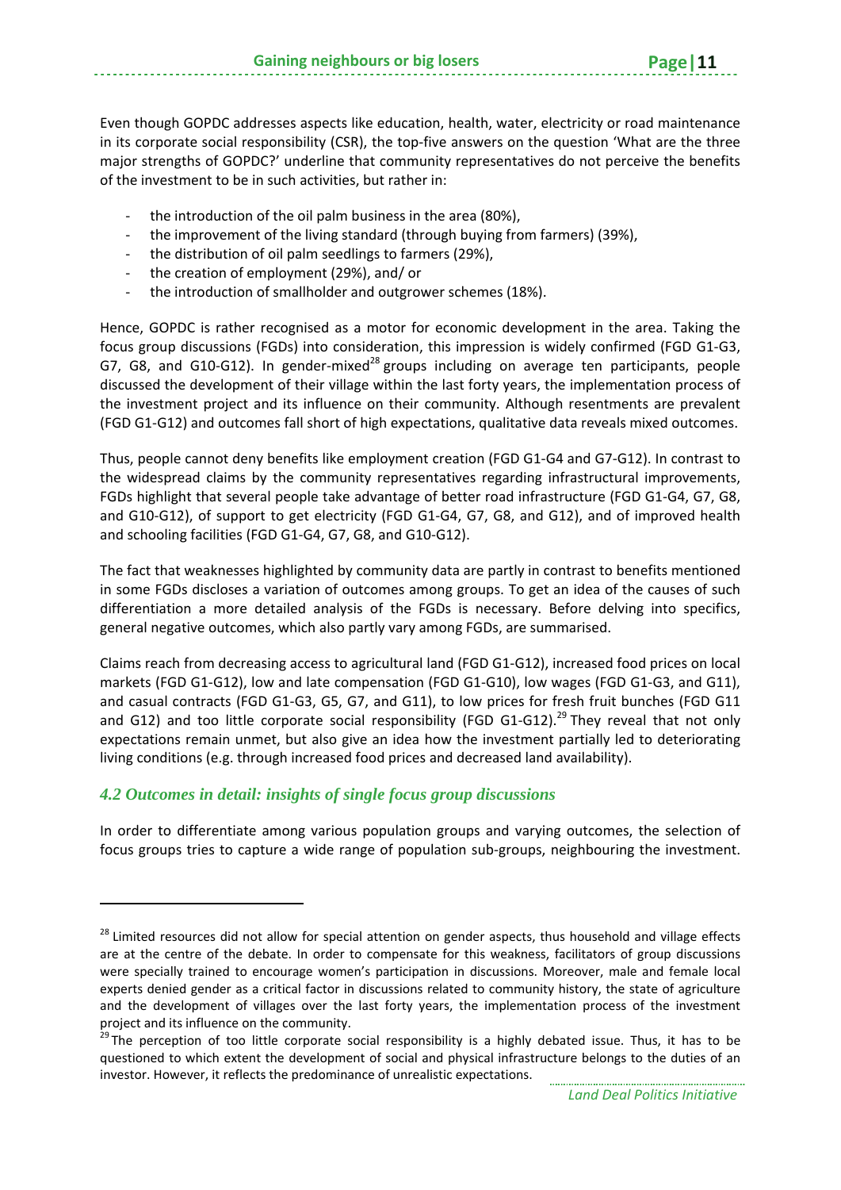Even though GOPDC addresses aspects like education, health, water, electricity or road maintenance in its corporate social responsibility (CSR), the top-five answers on the question 'What are the three major strengths of GOPDC?' underline that community representatives do not perceive the benefits of the investment to be in such activities, but rather in:

- the introduction of the oil palm business in the area (80%),
- the improvement of the living standard (through buying from farmers) (39%),
- the distribution of oil palm seedlings to farmers (29%),
- the creation of employment (29%), and/ or
- the introduction of smallholder and outgrower schemes (18%).

Hence, GOPDC is rather recognised as a motor for economic development in the area. Taking the focus group discussions (FGDs) into consideration, this impression is widely confirmed (FGD G1-G3, G7, G8, and G10-G12). In gender-mixed[28] groups including on average ten participants, people discussed the development of their village within the last forty years, the implementation process of the investment project and its influence on their community. Although resentments are prevalent (FGD G1-G12) and outcomes fall short of high expectations, qualitative data reveals mixed outcomes.

Thus, people cannot deny benefits like employment creation (FGD G1-G4 and G7-G12). In contrast to the widespread claims by the community representatives regarding infrastructural improvements, FGDs highlight that several people take advantage of better road infrastructure (FGD G1-G4, G7, G8, and G10-G12), of support to get electricity (FGD G1-G4, G7, G8, and G12), and of improved health and schooling facilities (FGD G1-G4, G7, G8, and G10-G12).

The fact that weaknesses highlighted by community data are partly in contrast to benefits mentioned in some FGDs discloses a variation of outcomes among groups. To get an idea of the causes of such differentiation a more detailed analysis of the FGDs is necessary. Before delving into specifics, general negative outcomes, which also partly vary among FGDs, are summarised.

Claims reach from decreasing access to agricultural land (FGD G1-G12), increased food prices on local markets (FGD G1-G12), low and late compensation (FGD G1-G10), low wages (FGD G1-G3, and G11), and casual contracts (FGD G1-G3, G5, G7, and G11), to low prices for fresh fruit bunches (FGD G11 and G12) and too little corporate social responsibility (FGD G1-G12).[29] They reveal that not only expectations remain unmet, but also give an idea how the investment partially led to deteriorating living conditions (e.g. through increased food prices and decreased land availability).

### *4.2 Outcomes in detail: insights of single focus group discussions*

In order to differentiate among various population groups and varying outcomes, the selection of focus groups tries to capture a wide range of population sub-groups, neighbouring the investment.

---

[28] Limited resources did not allow for special attention on gender aspects, thus household and village effects are at the centre of the debate. In order to compensate for this weakness, facilitators of group discussions were specially trained to encourage women's participation in discussions. Moreover, male and female local experts denied gender as a critical factor in discussions related to community history, the state of agriculture and the development of villages over the last forty years, the implementation process of the investment project and its influence on the community.

[29] The perception of too little corporate social responsibility is a highly debated issue. Thus, it has to be questioned to which extent the development of social and physical infrastructure belongs to the duties of an investor. However, it reflects the predominance of unrealistic expectations.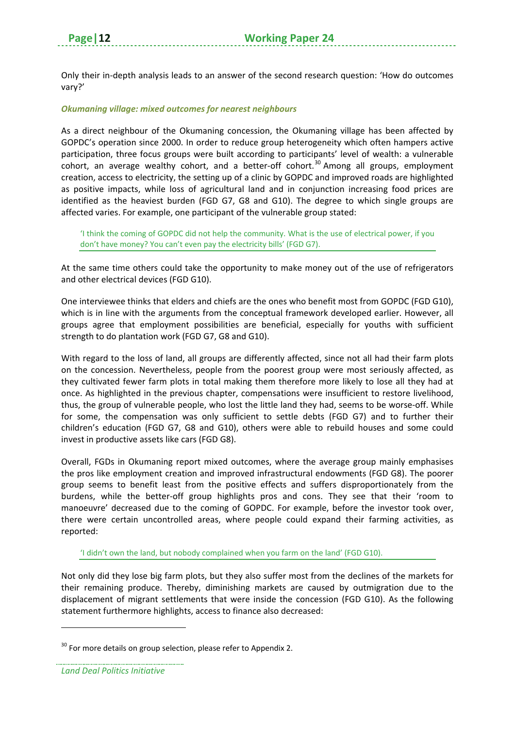Only their in-depth analysis leads to an answer of the second research question: 'How do outcomes vary?'

### *Okumaning village: mixed outcomes for nearest neighbours*

As a direct neighbour of the Okumaning concession, the Okumaning village has been affected by GOPDC's operation since 2000. In order to reduce group heterogeneity which often hampers active participation, three focus groups were built according to participants' level of wealth: a vulnerable cohort, an average wealthy cohort, and a better-off cohort.[30] Among all groups, employment creation, access to electricity, the setting up of a clinic by GOPDC and improved roads are highlighted as positive impacts, while loss of agricultural land and in conjunction increasing food prices are identified as the heaviest burden (FGD G7, G8 and G10). The degree to which single groups are affected varies. For example, one participant of the vulnerable group stated:

> 'I think the coming of GOPDC did not help the community. What is the use of electrical power, if you don't have money? You can't even pay the electricity bills' (FGD G7).

At the same time others could take the opportunity to make money out of the use of refrigerators and other electrical devices (FGD G10).

One interviewee thinks that elders and chiefs are the ones who benefit most from GOPDC (FGD G10), which is in line with the arguments from the conceptual framework developed earlier. However, all groups agree that employment possibilities are beneficial, especially for youths with sufficient strength to do plantation work (FGD G7, G8 and G10).

With regard to the loss of land, all groups are differently affected, since not all had their farm plots on the concession. Nevertheless, people from the poorest group were most seriously affected, as they cultivated fewer farm plots in total making them therefore more likely to lose all they had at once. As highlighted in the previous chapter, compensations were insufficient to restore livelihood, thus, the group of vulnerable people, who lost the little land they had, seems to be worse-off. While for some, the compensation was only sufficient to settle debts (FGD G7) and to further their children's education (FGD G7, G8 and G10), others were able to rebuild houses and some could invest in productive assets like cars (FGD G8).

Overall, FGDs in Okumaning report mixed outcomes, where the average group mainly emphasises the pros like employment creation and improved infrastructural endowments (FGD G8). The poorer group seems to benefit least from the positive effects and suffers disproportionately from the burdens, while the better-off group highlights pros and cons. They see that their 'room to manoeuvre' decreased due to the coming of GOPDC. For example, before the investor took over, there were certain uncontrolled areas, where people could expand their farming activities, as reported:

> 'I didn't own the land, but nobody complained when you farm on the land' (FGD G10).

Not only did they lose big farm plots, but they also suffer most from the declines of the markets for their remaining produce. Thereby, diminishing markets are caused by outmigration due to the displacement of migrant settlements that were inside the concession (FGD G10). As the following statement furthermore highlights, access to finance also decreased:

---

[30] For more details on group selection, please refer to Appendix 2.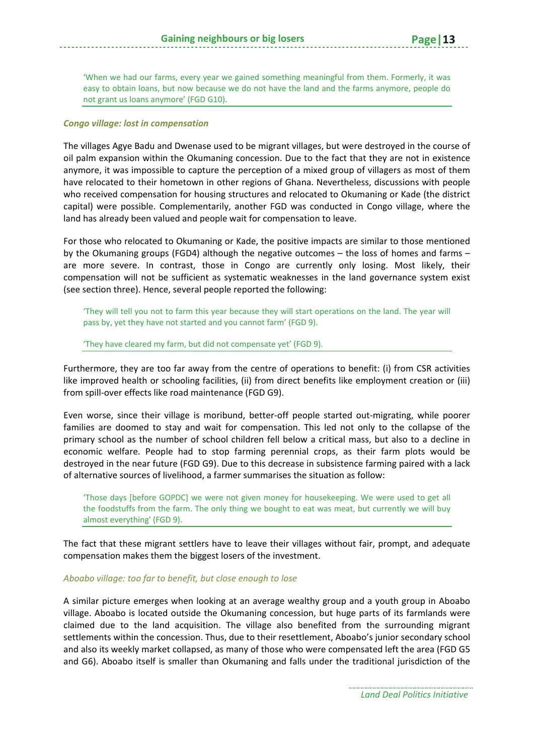> 'When we had our farms, every year we gained something meaningful from them. Formerly, it was easy to obtain loans, but now because we do not have the land and the farms anymore, people do not grant us loans anymore' (FGD G10).

***Congo village: lost in compensation***

The villages Agye Badu and Dwenase used to be migrant villages, but were destroyed in the course of oil palm expansion within the Okumaning concession. Due to the fact that they are not in existence anymore, it was impossible to capture the perception of a mixed group of villagers as most of them have relocated to their hometown in other regions of Ghana. Nevertheless, discussions with people who received compensation for housing structures and relocated to Okumaning or Kade (the district capital) were possible. Complementarily, another FGD was conducted in Congo village, where the land has already been valued and people wait for compensation to leave.

For those who relocated to Okumaning or Kade, the positive impacts are similar to those mentioned by the Okumaning groups (FGD4) although the negative outcomes – the loss of homes and farms – are more severe. In contrast, those in Congo are currently only losing. Most likely, their compensation will not be sufficient as systematic weaknesses in the land governance system exist (see section three). Hence, several people reported the following:

> 'They will tell you not to farm this year because they will start operations on the land. The year will pass by, yet they have not started and you cannot farm' (FGD 9).
>
> 'They have cleared my farm, but did not compensate yet' (FGD 9).

Furthermore, they are too far away from the centre of operations to benefit: (i) from CSR activities like improved health or schooling facilities, (ii) from direct benefits like employment creation or (iii) from spill-over effects like road maintenance (FGD G9).

Even worse, since their village is moribund, better-off people started out-migrating, while poorer families are doomed to stay and wait for compensation. This led not only to the collapse of the primary school as the number of school children fell below a critical mass, but also to a decline in economic welfare. People had to stop farming perennial crops, as their farm plots would be destroyed in the near future (FGD G9). Due to this decrease in subsistence farming paired with a lack of alternative sources of livelihood, a farmer summarises the situation as follow:

> 'Those days [before GOPDC] we were not given money for housekeeping. We were used to get all the foodstuffs from the farm. The only thing we bought to eat was meat, but currently we will buy almost everything' (FGD 9).

The fact that these migrant settlers have to leave their villages without fair, prompt, and adequate compensation makes them the biggest losers of the investment.

*Aboabo village: too far to benefit, but close enough to lose*

A similar picture emerges when looking at an average wealthy group and a youth group in Aboabo village. Aboabo is located outside the Okumaning concession, but huge parts of its farmlands were claimed due to the land acquisition. The village also benefited from the surrounding migrant settlements within the concession. Thus, due to their resettlement, Aboabo's junior secondary school and also its weekly market collapsed, as many of those who were compensated left the area (FGD G5 and G6). Aboabo itself is smaller than Okumaning and falls under the traditional jurisdiction of the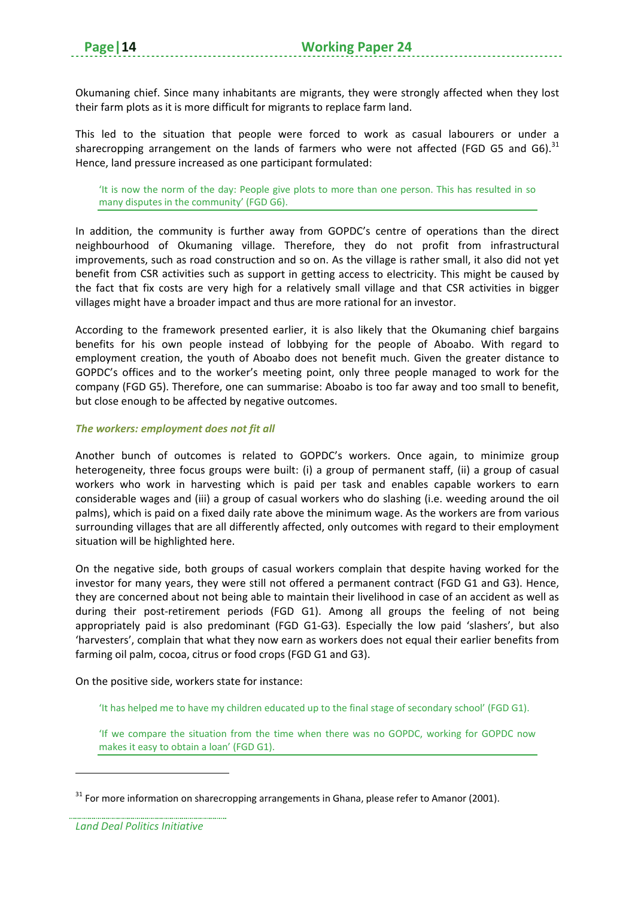Okumaning chief. Since many inhabitants are migrants, they were strongly affected when they lost their farm plots as it is more difficult for migrants to replace farm land.

This led to the situation that people were forced to work as casual labourers or under a sharecropping arrangement on the lands of farmers who were not affected (FGD G5 and G6).[31] Hence, land pressure increased as one participant formulated:

> 'It is now the norm of the day: People give plots to more than one person. This has resulted in so many disputes in the community' (FGD G6).

In addition, the community is further away from GOPDC's centre of operations than the direct neighbourhood of Okumaning village. Therefore, they do not profit from infrastructural improvements, such as road construction and so on. As the village is rather small, it also did not yet benefit from CSR activities such as support in getting access to electricity. This might be caused by the fact that fix costs are very high for a relatively small village and that CSR activities in bigger villages might have a broader impact and thus are more rational for an investor.

According to the framework presented earlier, it is also likely that the Okumaning chief bargains benefits for his own people instead of lobbying for the people of Aboabo. With regard to employment creation, the youth of Aboabo does not benefit much. Given the greater distance to GOPDC's offices and to the worker's meeting point, only three people managed to work for the company (FGD G5). Therefore, one can summarise: Aboabo is too far away and too small to benefit, but close enough to be affected by negative outcomes.

***The workers: employment does not fit all***

Another bunch of outcomes is related to GOPDC's workers. Once again, to minimize group heterogeneity, three focus groups were built: (i) a group of permanent staff, (ii) a group of casual workers who work in harvesting which is paid per task and enables capable workers to earn considerable wages and (iii) a group of casual workers who do slashing (i.e. weeding around the oil palms), which is paid on a fixed daily rate above the minimum wage. As the workers are from various surrounding villages that are all differently affected, only outcomes with regard to their employment situation will be highlighted here.

On the negative side, both groups of casual workers complain that despite having worked for the investor for many years, they were still not offered a permanent contract (FGD G1 and G3). Hence, they are concerned about not being able to maintain their livelihood in case of an accident as well as during their post-retirement periods (FGD G1). Among all groups the feeling of not being appropriately paid is also predominant (FGD G1-G3). Especially the low paid 'slashers', but also 'harvesters', complain that what they now earn as workers does not equal their earlier benefits from farming oil palm, cocoa, citrus or food crops (FGD G1 and G3).

On the positive side, workers state for instance:

> 'It has helped me to have my children educated up to the final stage of secondary school' (FGD G1).
>
> 'If we compare the situation from the time when there was no GOPDC, working for GOPDC now makes it easy to obtain a loan' (FGD G1).

---

[31] For more information on sharecropping arrangements in Ghana, please refer to Amanor (2001).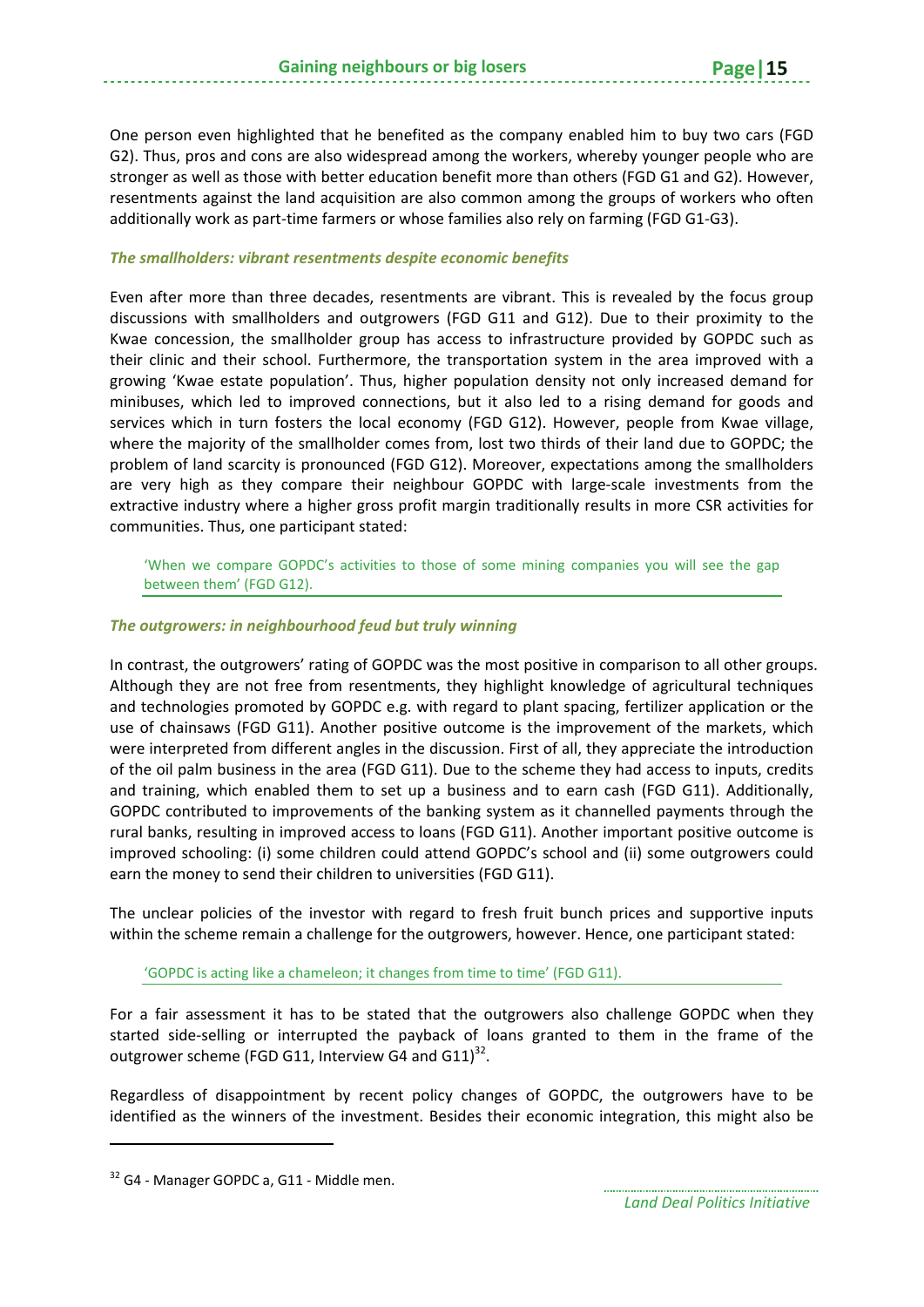One person even highlighted that he benefited as the company enabled him to buy two cars (FGD G2). Thus, pros and cons are also widespread among the workers, whereby younger people who are stronger as well as those with better education benefit more than others (FGD G1 and G2). However, resentments against the land acquisition are also common among the groups of workers who often additionally work as part-time farmers or whose families also rely on farming (FGD G1-G3).

### *The smallholders: vibrant resentments despite economic benefits*

Even after more than three decades, resentments are vibrant. This is revealed by the focus group discussions with smallholders and outgrowers (FGD G11 and G12). Due to their proximity to the Kwae concession, the smallholder group has access to infrastructure provided by GOPDC such as their clinic and their school. Furthermore, the transportation system in the area improved with a growing 'Kwae estate population'. Thus, higher population density not only increased demand for minibuses, which led to improved connections, but it also led to a rising demand for goods and services which in turn fosters the local economy (FGD G12). However, people from Kwae village, where the majority of the smallholder comes from, lost two thirds of their land due to GOPDC; the problem of land scarcity is pronounced (FGD G12). Moreover, expectations among the smallholders are very high as they compare their neighbour GOPDC with large-scale investments from the extractive industry where a higher gross profit margin traditionally results in more CSR activities for communities. Thus, one participant stated:

> 'When we compare GOPDC's activities to those of some mining companies you will see the gap between them' (FGD G12).

### *The outgrowers: in neighbourhood feud but truly winning*

In contrast, the outgrowers' rating of GOPDC was the most positive in comparison to all other groups. Although they are not free from resentments, they highlight knowledge of agricultural techniques and technologies promoted by GOPDC e.g. with regard to plant spacing, fertilizer application or the use of chainsaws (FGD G11). Another positive outcome is the improvement of the markets, which were interpreted from different angles in the discussion. First of all, they appreciate the introduction of the oil palm business in the area (FGD G11). Due to the scheme they had access to inputs, credits and training, which enabled them to set up a business and to earn cash (FGD G11). Additionally, GOPDC contributed to improvements of the banking system as it channelled payments through the rural banks, resulting in improved access to loans (FGD G11). Another important positive outcome is improved schooling: (i) some children could attend GOPDC's school and (ii) some outgrowers could earn the money to send their children to universities (FGD G11).

The unclear policies of the investor with regard to fresh fruit bunch prices and supportive inputs within the scheme remain a challenge for the outgrowers, however. Hence, one participant stated:

> 'GOPDC is acting like a chameleon; it changes from time to time' (FGD G11).

For a fair assessment it has to be stated that the outgrowers also challenge GOPDC when they started side-selling or interrupted the payback of loans granted to them in the frame of the outgrower scheme (FGD G11, Interview G4 and G11)[32].

Regardless of disappointment by recent policy changes of GOPDC, the outgrowers have to be identified as the winners of the investment. Besides their economic integration, this might also be

---

[32] G4 - Manager GOPDC a, G11 - Middle men.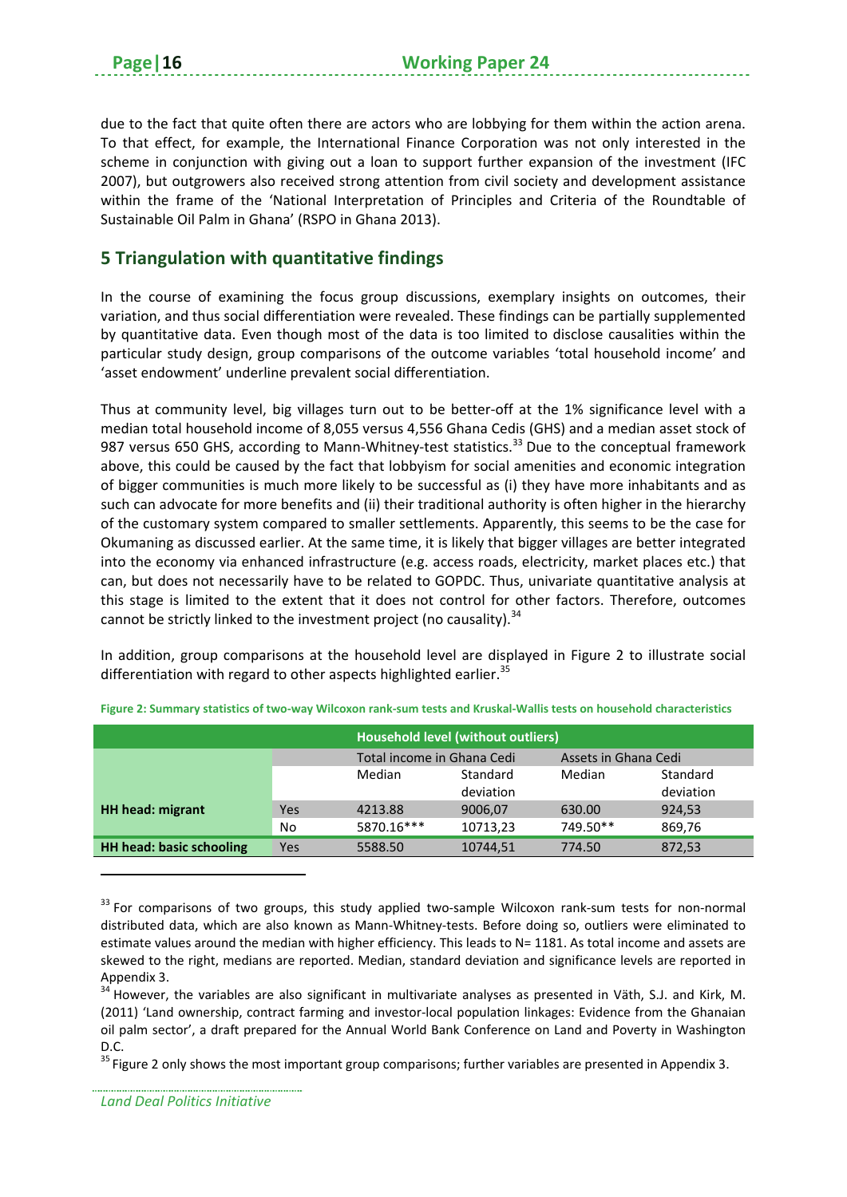due to the fact that quite often there are actors who are lobbying for them within the action arena. To that effect, for example, the International Finance Corporation was not only interested in the scheme in conjunction with giving out a loan to support further expansion of the investment (IFC 2007), but outgrowers also received strong attention from civil society and development assistance within the frame of the 'National Interpretation of Principles and Criteria of the Roundtable of Sustainable Oil Palm in Ghana' (RSPO in Ghana 2013).

## 5 Triangulation with quantitative findings

In the course of examining the focus group discussions, exemplary insights on outcomes, their variation, and thus social differentiation were revealed. These findings can be partially supplemented by quantitative data. Even though most of the data is too limited to disclose causalities within the particular study design, group comparisons of the outcome variables 'total household income' and 'asset endowment' underline prevalent social differentiation.

Thus at community level, big villages turn out to be better-off at the 1% significance level with a median total household income of 8,055 versus 4,556 Ghana Cedis (GHS) and a median asset stock of 987 versus 650 GHS, according to Mann-Whitney-test statistics.[33] Due to the conceptual framework above, this could be caused by the fact that lobbyism for social amenities and economic integration of bigger communities is much more likely to be successful as (i) they have more inhabitants and as such can advocate for more benefits and (ii) their traditional authority is often higher in the hierarchy of the customary system compared to smaller settlements. Apparently, this seems to be the case for Okumaning as discussed earlier. At the same time, it is likely that bigger villages are better integrated into the economy via enhanced infrastructure (e.g. access roads, electricity, market places etc.) that can, but does not necessarily have to be related to GOPDC. Thus, univariate quantitative analysis at this stage is limited to the extent that it does not control for other factors. Therefore, outcomes cannot be strictly linked to the investment project (no causality).[34]

In addition, group comparisons at the household level are displayed in Figure 2 to illustrate social differentiation with regard to other aspects highlighted earlier.[35]

**Figure 2: Summary statistics of two-way Wilcoxon rank-sum tests and Kruskal-Wallis tests on household characteristics**

| Household level (without outliers) | | | | | |
|---|---|---|---|---|---|
| | | Total income in Ghana Cedi | | Assets in Ghana Cedi | |
| | | Median | Standard deviation | Median | Standard deviation |
| **HH head: migrant** | Yes | 4213.88 | 9006,07 | 630.00 | 924,53 |
| | No | 5870.16*** | 10713,23 | 749.50** | 869,76 |
| **HH head: basic schooling** | Yes | 5588.50 | 10744,51 | 774.50 | 872,53 |

[33] For comparisons of two groups, this study applied two-sample Wilcoxon rank-sum tests for non-normal distributed data, which are also known as Mann-Whitney-tests. Before doing so, outliers were eliminated to estimate values around the median with higher efficiency. This leads to N= 1181. As total income and assets are skewed to the right, medians are reported. Median, standard deviation and significance levels are reported in Appendix 3.

[34] However, the variables are also significant in multivariate analyses as presented in Väth, S.J. and Kirk, M. (2011) 'Land ownership, contract farming and investor-local population linkages: Evidence from the Ghanaian oil palm sector', a draft prepared for the Annual World Bank Conference on Land and Poverty in Washington D.C.

[35] Figure 2 only shows the most important group comparisons; further variables are presented in Appendix 3.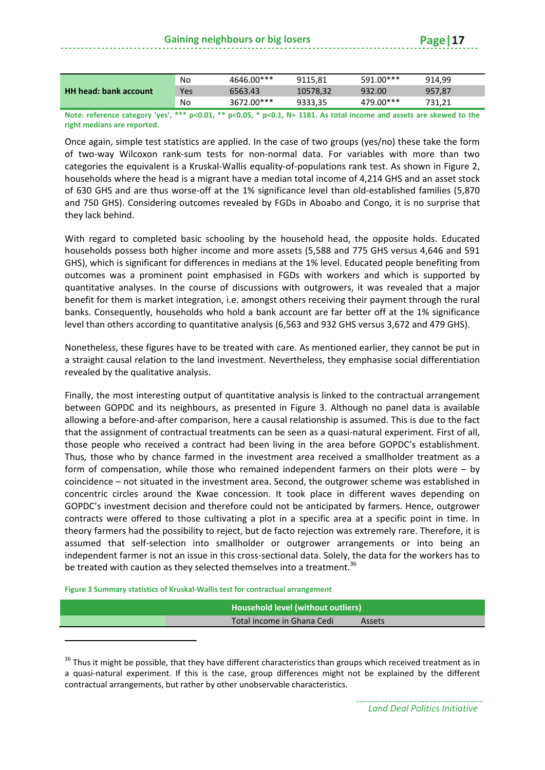| | | | | | |
|---|---|---|---|---|---|
| HH head: bank account | No | 4646.00*** | 9115,81 | 591.00*** | 914,99 |
| | Yes | 6563.43 | 10578,32 | 932.00 | 957,87 |
| | No | 3672.00*** | 9333,35 | 479.00*** | 731,21 |

**Note: reference category 'yes', *** p<0.01, ** p<0.05, * p<0.1, N= 1181. As total income and assets are skewed to the right medians are reported.**

Once again, simple test statistics are applied. In the case of two groups (yes/no) these take the form of two-way Wilcoxon rank-sum tests for non-normal data. For variables with more than two categories the equivalent is a Kruskal-Wallis equality-of-populations rank test. As shown in Figure 2, households where the head is a migrant have a median total income of 4,214 GHS and an asset stock of 630 GHS and are thus worse-off at the 1% significance level than old-established families (5,870 and 750 GHS). Considering outcomes revealed by FGDs in Aboabo and Congo, it is no surprise that they lack behind.

With regard to completed basic schooling by the household head, the opposite holds. Educated households possess both higher income and more assets (5,588 and 775 GHS versus 4,646 and 591 GHS), which is significant for differences in medians at the 1% level. Educated people benefiting from outcomes was a prominent point emphasised in FGDs with workers and which is supported by quantitative analyses. In the course of discussions with outgrowers, it was revealed that a major benefit for them is market integration, i.e. amongst others receiving their payment through the rural banks. Consequently, households who hold a bank account are far better off at the 1% significance level than others according to quantitative analysis (6,563 and 932 GHS versus 3,672 and 479 GHS).

Nonetheless, these figures have to be treated with care. As mentioned earlier, they cannot be put in a straight causal relation to the land investment. Nevertheless, they emphasise social differentiation revealed by the qualitative analysis.

Finally, the most interesting output of quantitative analysis is linked to the contractual arrangement between GOPDC and its neighbours, as presented in Figure 3. Although no panel data is available allowing a before-and-after comparison, here a causal relationship is assumed. This is due to the fact that the assignment of contractual treatments can be seen as a quasi-natural experiment. First of all, those people who received a contract had been living in the area before GOPDC's establishment. Thus, those who by chance farmed in the investment area received a smallholder treatment as a form of compensation, while those who remained independent farmers on their plots were – by coincidence – not situated in the investment area. Second, the outgrower scheme was established in concentric circles around the Kwae concession. It took place in different waves depending on GOPDC's investment decision and therefore could not be anticipated by farmers. Hence, outgrower contracts were offered to those cultivating a plot in a specific area at a specific point in time. In theory farmers had the possibility to reject, but de facto rejection was extremely rare. Therefore, it is assumed that self-selection into smallholder or outgrower arrangements or into being an independent farmer is not an issue in this cross-sectional data. Solely, the data for the workers has to be treated with caution as they selected themselves into a treatment.[36]

**Figure 3 Summary statistics of Kruskal-Wallis test for contractual arrangement**

| | Household level (without outliers) | |
|---|---|---|
| | Total income in Ghana Cedi | Assets |

[36] Thus it might be possible, that they have different characteristics than groups which received treatment as in a quasi-natural experiment. If this is the case, group differences might not be explained by the different contractual arrangements, but rather by other unobservable characteristics.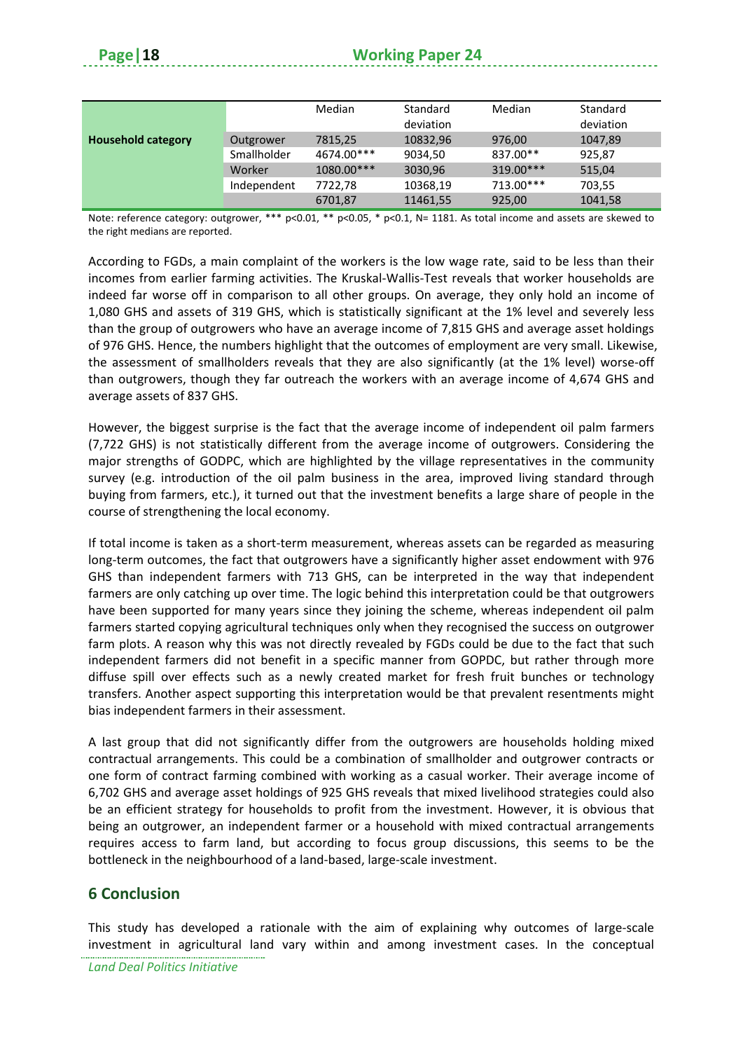| | | Median | Standard deviation | Median | Standard deviation |
|---|---|---|---|---|---|
| **Household category** | Outgrower | 7815,25 | 10832,96 | 976,00 | 1047,89 |
| | Smallholder | 4674.00*** | 9034,50 | 837.00** | 925,87 |
| | Worker | 1080.00*** | 3030,96 | 319.00*** | 515,04 |
| | Independent | 7722,78 | 10368,19 | 713.00*** | 703,55 |
| | | 6701,87 | 11461,55 | 925,00 | 1041,58 |

Note: reference category: outgrower, *** p<0.01, ** p<0.05, * p<0.1, N= 1181. As total income and assets are skewed to the right medians are reported.

According to FGDs, a main complaint of the workers is the low wage rate, said to be less than their incomes from earlier farming activities. The Kruskal-Wallis-Test reveals that worker households are indeed far worse off in comparison to all other groups. On average, they only hold an income of 1,080 GHS and assets of 319 GHS, which is statistically significant at the 1% level and severely less than the group of outgrowers who have an average income of 7,815 GHS and average asset holdings of 976 GHS. Hence, the numbers highlight that the outcomes of employment are very small. Likewise, the assessment of smallholders reveals that they are also significantly (at the 1% level) worse-off than outgrowers, though they far outreach the workers with an average income of 4,674 GHS and average assets of 837 GHS.

However, the biggest surprise is the fact that the average income of independent oil palm farmers (7,722 GHS) is not statistically different from the average income of outgrowers. Considering the major strengths of GODPC, which are highlighted by the village representatives in the community survey (e.g. introduction of the oil palm business in the area, improved living standard through buying from farmers, etc.), it turned out that the investment benefits a large share of people in the course of strengthening the local economy.

If total income is taken as a short-term measurement, whereas assets can be regarded as measuring long-term outcomes, the fact that outgrowers have a significantly higher asset endowment with 976 GHS than independent farmers with 713 GHS, can be interpreted in the way that independent farmers are only catching up over time. The logic behind this interpretation could be that outgrowers have been supported for many years since they joining the scheme, whereas independent oil palm farmers started copying agricultural techniques only when they recognised the success on outgrower farm plots. A reason why this was not directly revealed by FGDs could be due to the fact that such independent farmers did not benefit in a specific manner from GOPDC, but rather through more diffuse spill over effects such as a newly created market for fresh fruit bunches or technology transfers. Another aspect supporting this interpretation would be that prevalent resentments might bias independent farmers in their assessment.

A last group that did not significantly differ from the outgrowers are households holding mixed contractual arrangements. This could be a combination of smallholder and outgrower contracts or one form of contract farming combined with working as a casual worker. Their average income of 6,702 GHS and average asset holdings of 925 GHS reveals that mixed livelihood strategies could also be an efficient strategy for households to profit from the investment. However, it is obvious that being an outgrower, an independent farmer or a household with mixed contractual arrangements requires access to farm land, but according to focus group discussions, this seems to be the bottleneck in the neighbourhood of a land-based, large-scale investment.

## 6 Conclusion

This study has developed a rationale with the aim of explaining why outcomes of large-scale investment in agricultural land vary within and among investment cases. In the conceptual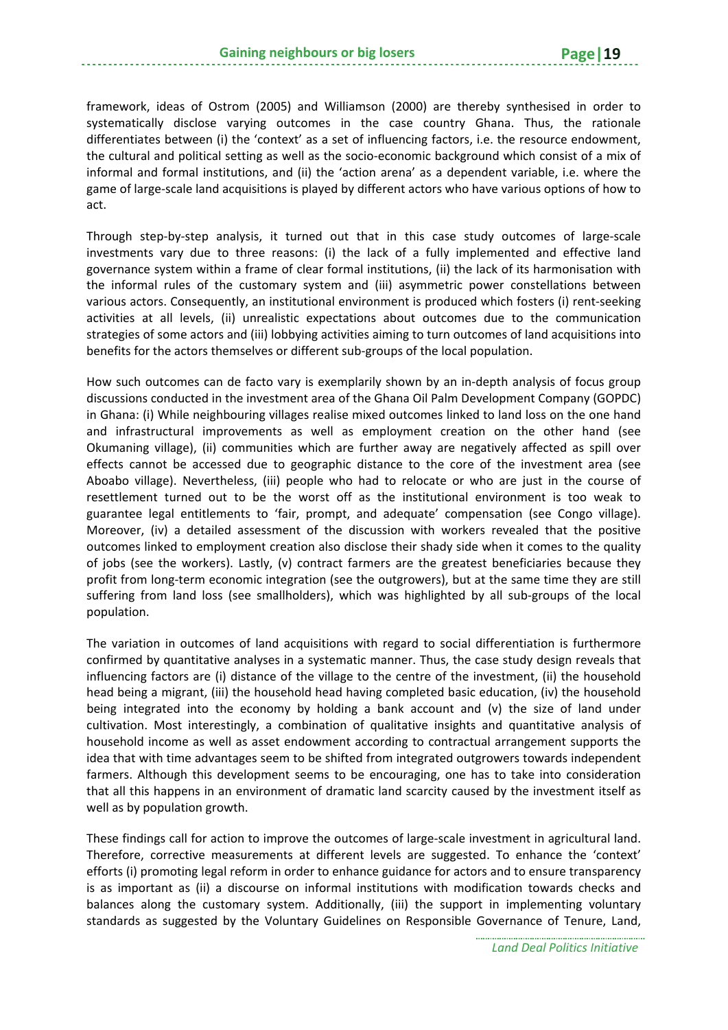framework, ideas of Ostrom (2005) and Williamson (2000) are thereby synthesised in order to systematically disclose varying outcomes in the case country Ghana. Thus, the rationale differentiates between (i) the 'context' as a set of influencing factors, i.e. the resource endowment, the cultural and political setting as well as the socio-economic background which consist of a mix of informal and formal institutions, and (ii) the 'action arena' as a dependent variable, i.e. where the game of large-scale land acquisitions is played by different actors who have various options of how to act.

Through step-by-step analysis, it turned out that in this case study outcomes of large-scale investments vary due to three reasons: (i) the lack of a fully implemented and effective land governance system within a frame of clear formal institutions, (ii) the lack of its harmonisation with the informal rules of the customary system and (iii) asymmetric power constellations between various actors. Consequently, an institutional environment is produced which fosters (i) rent-seeking activities at all levels, (ii) unrealistic expectations about outcomes due to the communication strategies of some actors and (iii) lobbying activities aiming to turn outcomes of land acquisitions into benefits for the actors themselves or different sub-groups of the local population.

How such outcomes can de facto vary is exemplarily shown by an in-depth analysis of focus group discussions conducted in the investment area of the Ghana Oil Palm Development Company (GOPDC) in Ghana: (i) While neighbouring villages realise mixed outcomes linked to land loss on the one hand and infrastructural improvements as well as employment creation on the other hand (see Okumaning village), (ii) communities which are further away are negatively affected as spill over effects cannot be accessed due to geographic distance to the core of the investment area (see Aboabo village). Nevertheless, (iii) people who had to relocate or who are just in the course of resettlement turned out to be the worst off as the institutional environment is too weak to guarantee legal entitlements to 'fair, prompt, and adequate' compensation (see Congo village). Moreover, (iv) a detailed assessment of the discussion with workers revealed that the positive outcomes linked to employment creation also disclose their shady side when it comes to the quality of jobs (see the workers). Lastly, (v) contract farmers are the greatest beneficiaries because they profit from long-term economic integration (see the outgrowers), but at the same time they are still suffering from land loss (see smallholders), which was highlighted by all sub-groups of the local population.

The variation in outcomes of land acquisitions with regard to social differentiation is furthermore confirmed by quantitative analyses in a systematic manner. Thus, the case study design reveals that influencing factors are (i) distance of the village to the centre of the investment, (ii) the household head being a migrant, (iii) the household head having completed basic education, (iv) the household being integrated into the economy by holding a bank account and (v) the size of land under cultivation. Most interestingly, a combination of qualitative insights and quantitative analysis of household income as well as asset endowment according to contractual arrangement supports the idea that with time advantages seem to be shifted from integrated outgrowers towards independent farmers. Although this development seems to be encouraging, one has to take into consideration that all this happens in an environment of dramatic land scarcity caused by the investment itself as well as by population growth.

These findings call for action to improve the outcomes of large-scale investment in agricultural land. Therefore, corrective measurements at different levels are suggested. To enhance the 'context' efforts (i) promoting legal reform in order to enhance guidance for actors and to ensure transparency is as important as (ii) a discourse on informal institutions with modification towards checks and balances along the customary system. Additionally, (iii) the support in implementing voluntary standards as suggested by the Voluntary Guidelines on Responsible Governance of Tenure, Land,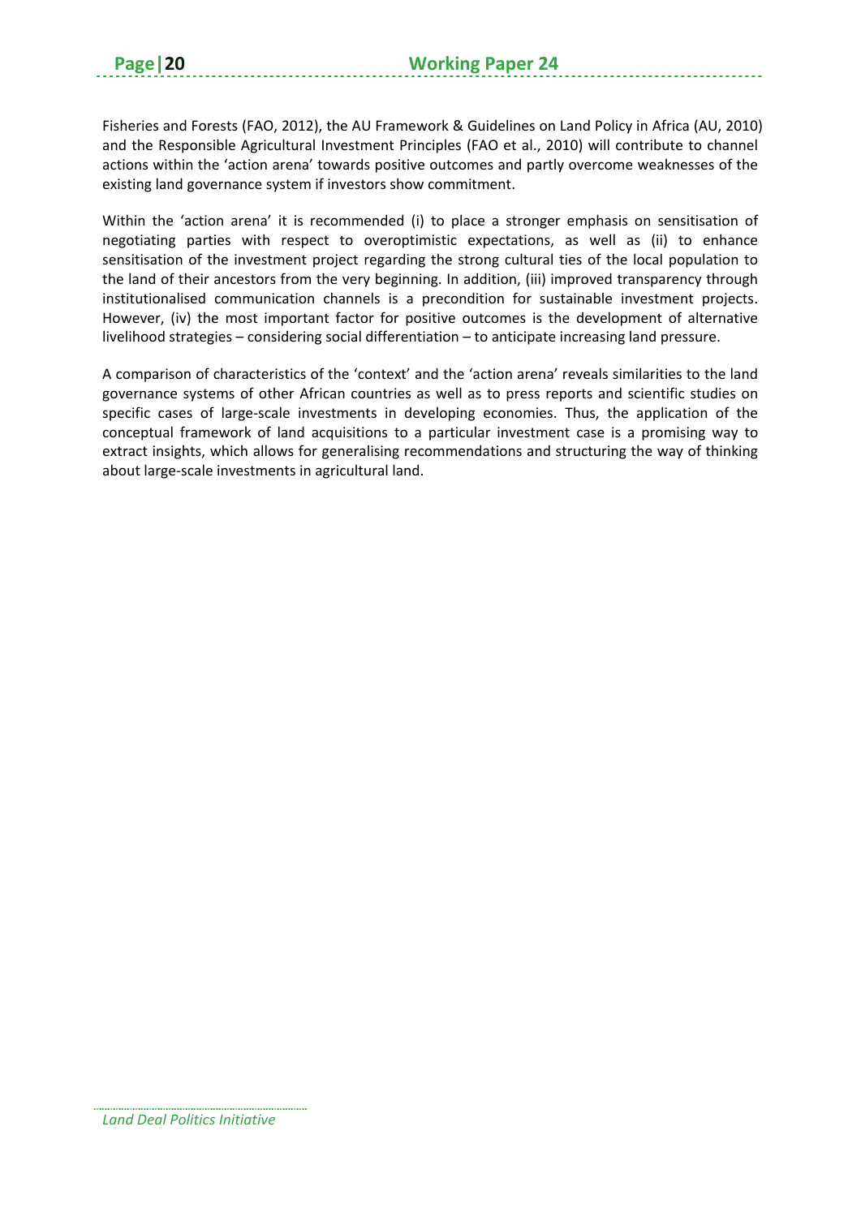Fisheries and Forests (FAO, 2012), the AU Framework & Guidelines on Land Policy in Africa (AU, 2010) and the Responsible Agricultural Investment Principles (FAO et al., 2010) will contribute to channel actions within the 'action arena' towards positive outcomes and partly overcome weaknesses of the existing land governance system if investors show commitment.

Within the 'action arena' it is recommended (i) to place a stronger emphasis on sensitisation of negotiating parties with respect to overoptimistic expectations, as well as (ii) to enhance sensitisation of the investment project regarding the strong cultural ties of the local population to the land of their ancestors from the very beginning. In addition, (iii) improved transparency through institutionalised communication channels is a precondition for sustainable investment projects. However, (iv) the most important factor for positive outcomes is the development of alternative livelihood strategies – considering social differentiation – to anticipate increasing land pressure.

A comparison of characteristics of the 'context' and the 'action arena' reveals similarities to the land governance systems of other African countries as well as to press reports and scientific studies on specific cases of large-scale investments in developing economies. Thus, the application of the conceptual framework of land acquisitions to a particular investment case is a promising way to extract insights, which allows for generalising recommendations and structuring the way of thinking about large-scale investments in agricultural land.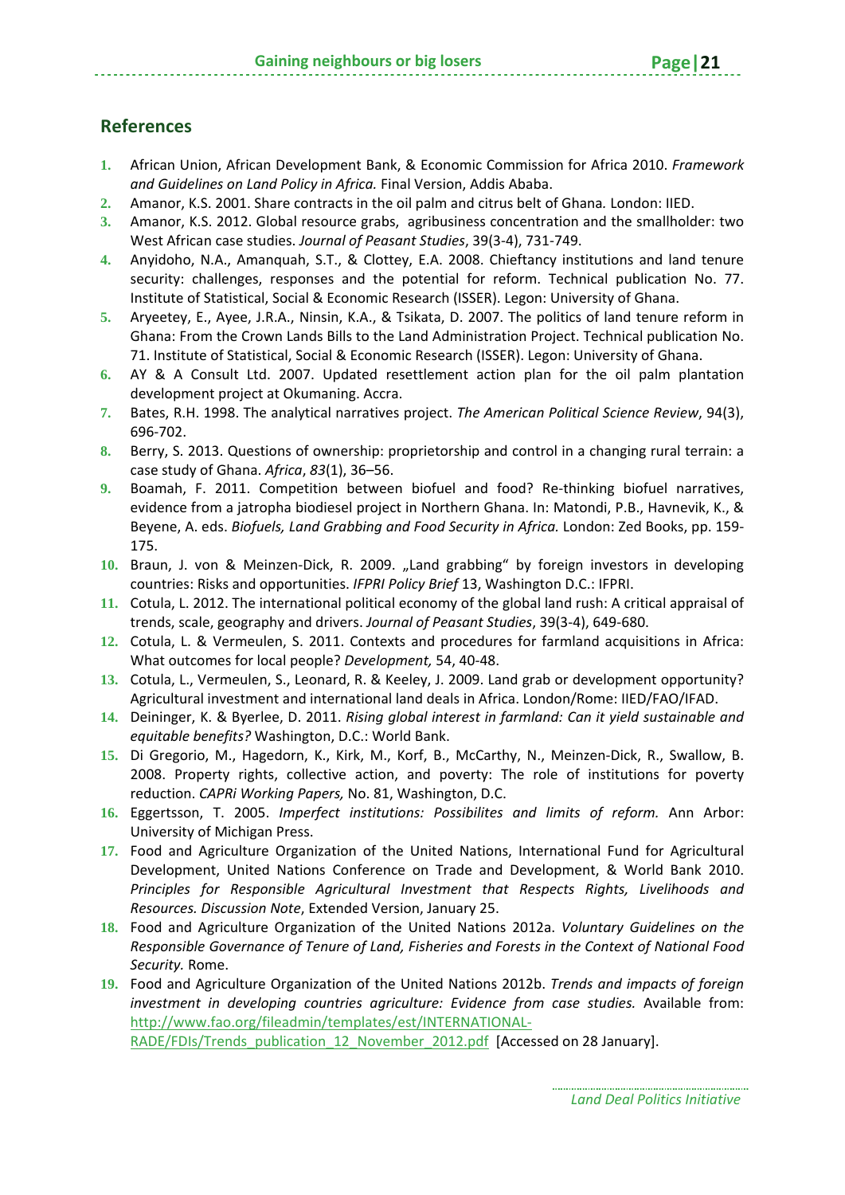## References

1. African Union, African Development Bank, & Economic Commission for Africa 2010. *Framework and Guidelines on Land Policy in Africa.* Final Version, Addis Ababa.
2. Amanor, K.S. 2001. Share contracts in the oil palm and citrus belt of Ghana. London: IIED.
3. Amanor, K.S. 2012. Global resource grabs, agribusiness concentration and the smallholder: two West African case studies. *Journal of Peasant Studies*, 39(3-4), 731-749.
4. Anyidoho, N.A., Amanquah, S.T., & Clottey, E.A. 2008. Chieftancy institutions and land tenure security: challenges, responses and the potential for reform. Technical publication No. 77. Institute of Statistical, Social & Economic Research (ISSER). Legon: University of Ghana.
5. Aryeetey, E., Ayee, J.R.A., Ninsin, K.A., & Tsikata, D. 2007. The politics of land tenure reform in Ghana: From the Crown Lands Bills to the Land Administration Project. Technical publication No. 71. Institute of Statistical, Social & Economic Research (ISSER). Legon: University of Ghana.
6. AY & A Consult Ltd. 2007. Updated resettlement action plan for the oil palm plantation development project at Okumaning. Accra.
7. Bates, R.H. 1998. The analytical narratives project. *The American Political Science Review*, 94(3), 696-702.
8. Berry, S. 2013. Questions of ownership: proprietorship and control in a changing rural terrain: a case study of Ghana. *Africa*, *83*(1), 36–56.
9. Boamah, F. 2011. Competition between biofuel and food? Re-thinking biofuel narratives, evidence from a jatropha biodiesel project in Northern Ghana. In: Matondi, P.B., Havnevik, K., & Beyene, A. eds. *Biofuels, Land Grabbing and Food Security in Africa.* London: Zed Books, pp. 159-175.
10. Braun, J. von & Meinzen-Dick, R. 2009. „Land grabbing" by foreign investors in developing countries: Risks and opportunities. *IFPRI Policy Brief* 13, Washington D.C.: IFPRI.
11. Cotula, L. 2012. The international political economy of the global land rush: A critical appraisal of trends, scale, geography and drivers. *Journal of Peasant Studies*, 39(3-4), 649-680.
12. Cotula, L. & Vermeulen, S. 2011. Contexts and procedures for farmland acquisitions in Africa: What outcomes for local people? *Development,* 54, 40-48.
13. Cotula, L., Vermeulen, S., Leonard, R. & Keeley, J. 2009. Land grab or development opportunity? Agricultural investment and international land deals in Africa. London/Rome: IIED/FAO/IFAD.
14. Deininger, K. & Byerlee, D. 2011. *Rising global interest in farmland: Can it yield sustainable and equitable benefits?* Washington, D.C.: World Bank.
15. Di Gregorio, M., Hagedorn, K., Kirk, M., Korf, B., McCarthy, N., Meinzen-Dick, R., Swallow, B. 2008. Property rights, collective action, and poverty: The role of institutions for poverty reduction. *CAPRi Working Papers,* No. 81, Washington, D.C.
16. Eggertsson, T. 2005. *Imperfect institutions: Possibilites and limits of reform.* Ann Arbor: University of Michigan Press.
17. Food and Agriculture Organization of the United Nations, International Fund for Agricultural Development, United Nations Conference on Trade and Development, & World Bank 2010. *Principles for Responsible Agricultural Investment that Respects Rights, Livelihoods and Resources. Discussion Note*, Extended Version, January 25.
18. Food and Agriculture Organization of the United Nations 2012a. *Voluntary Guidelines on the Responsible Governance of Tenure of Land, Fisheries and Forests in the Context of National Food Security.* Rome.
19. Food and Agriculture Organization of the United Nations 2012b. *Trends and impacts of foreign investment in developing countries agriculture: Evidence from case studies.* Available from: http://www.fao.org/fileadmin/templates/est/INTERNATIONAL-RADE/FDIs/Trends_publication_12_November_2012.pdf [Accessed on 28 January].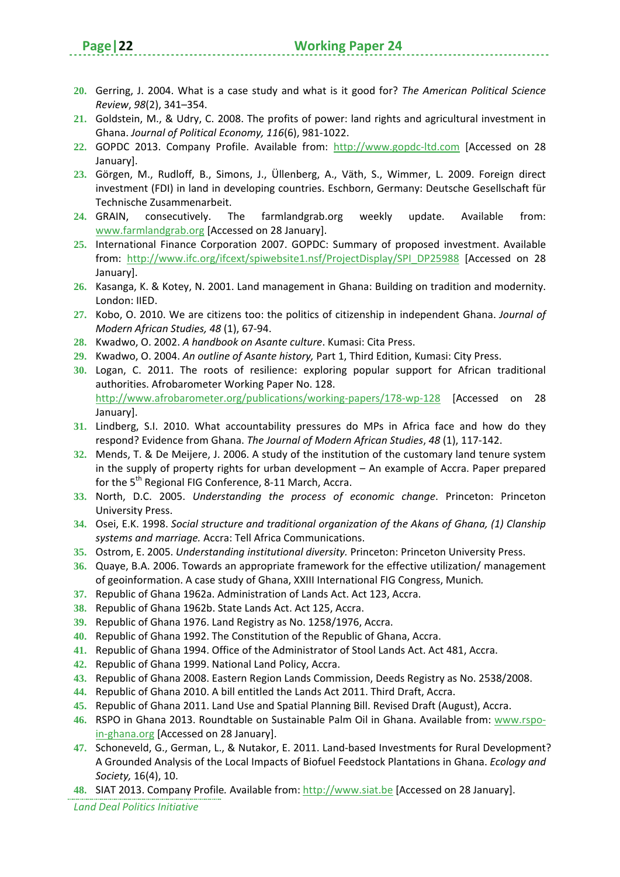20. Gerring, J. 2004. What is a case study and what is it good for? *The American Political Science Review*, *98*(2), 341–354.
21. Goldstein, M., & Udry, C. 2008. The profits of power: land rights and agricultural investment in Ghana. *Journal of Political Economy, 116*(6), 981-1022.
22. GOPDC 2013. Company Profile. Available from: http://www.gopdc-ltd.com [Accessed on 28 January].
23. Görgen, M., Rudloff, B., Simons, J., Üllenberg, A., Väth, S., Wimmer, L. 2009. Foreign direct investment (FDI) in land in developing countries. Eschborn, Germany: Deutsche Gesellschaft für Technische Zusammenarbeit.
24. GRAIN, consecutively. The farmlandgrab.org weekly update. Available from: www.farmlandgrab.org [Accessed on 28 January].
25. International Finance Corporation 2007. GOPDC: Summary of proposed investment. Available from: http://www.ifc.org/ifcext/spiwebsite1.nsf/ProjectDisplay/SPI_DP25988 [Accessed on 28 January].
26. Kasanga, K. & Kotey, N. 2001. Land management in Ghana: Building on tradition and modernity. London: IIED.
27. Kobo, O. 2010. We are citizens too: the politics of citizenship in independent Ghana. *Journal of Modern African Studies, 48* (1), 67-94.
28. Kwadwo, O. 2002. *A handbook on Asante culture*. Kumasi: Cita Press.
29. Kwadwo, O. 2004. *An outline of Asante history,* Part 1, Third Edition, Kumasi: City Press.
30. Logan, C. 2011. The roots of resilience: exploring popular support for African traditional authorities. Afrobarometer Working Paper No. 128. http://www.afrobarometer.org/publications/working-papers/178-wp-128 [Accessed on 28 January].
31. Lindberg, S.I. 2010. What accountability pressures do MPs in Africa face and how do they respond? Evidence from Ghana. *The Journal of Modern African Studies*, *48* (1), 117-142.
32. Mends, T. & De Meijere, J. 2006. A study of the institution of the customary land tenure system in the supply of property rights for urban development – An example of Accra. Paper prepared for the 5th Regional FIG Conference, 8-11 March, Accra.
33. North, D.C. 2005. *Understanding the process of economic change*. Princeton: Princeton University Press.
34. Osei, E.K. 1998. *Social structure and traditional organization of the Akans of Ghana, (1) Clanship systems and marriage.* Accra: Tell Africa Communications.
35. Ostrom, E. 2005. *Understanding institutional diversity.* Princeton: Princeton University Press.
36. Quaye, B.A. 2006. Towards an appropriate framework for the effective utilization/ management of geoinformation. A case study of Ghana, XXIII International FIG Congress, Munich*.*
37. Republic of Ghana 1962a. Administration of Lands Act. Act 123, Accra.
38. Republic of Ghana 1962b. State Lands Act. Act 125, Accra.
39. Republic of Ghana 1976. Land Registry as No. 1258/1976, Accra.
40. Republic of Ghana 1992. The Constitution of the Republic of Ghana, Accra.
41. Republic of Ghana 1994. Office of the Administrator of Stool Lands Act. Act 481, Accra.
42. Republic of Ghana 1999. National Land Policy, Accra.
43. Republic of Ghana 2008. Eastern Region Lands Commission, Deeds Registry as No. 2538/2008.
44. Republic of Ghana 2010. A bill entitled the Lands Act 2011. Third Draft, Accra.
45. Republic of Ghana 2011. Land Use and Spatial Planning Bill. Revised Draft (August), Accra.
46. RSPO in Ghana 2013. Roundtable on Sustainable Palm Oil in Ghana. Available from: www.rspo-in-ghana.org [Accessed on 28 January].
47. Schoneveld, G., German, L., & Nutakor, E. 2011. Land-based Investments for Rural Development? A Grounded Analysis of the Local Impacts of Biofuel Feedstock Plantations in Ghana. *Ecology and Society,* 16(4), 10.
48. SIAT 2013. Company Profile*.* Available from: http://www.siat.be [Accessed on 28 January].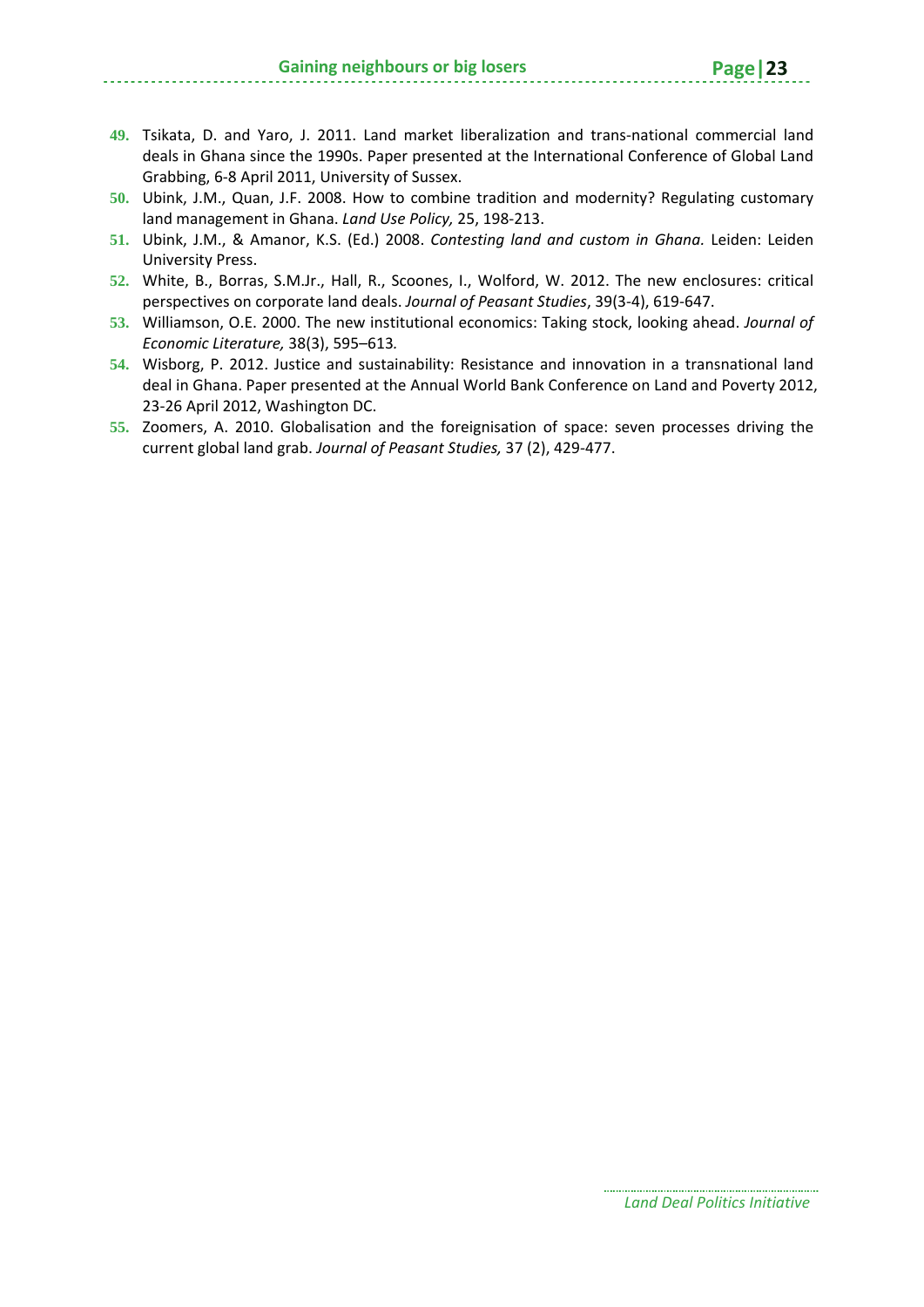49. Tsikata, D. and Yaro, J. 2011. Land market liberalization and trans-national commercial land deals in Ghana since the 1990s. Paper presented at the International Conference of Global Land Grabbing, 6-8 April 2011, University of Sussex.
50. Ubink, J.M., Quan, J.F. 2008. How to combine tradition and modernity? Regulating customary land management in Ghana. *Land Use Policy,* 25, 198-213.
51. Ubink, J.M., & Amanor, K.S. (Ed.) 2008. *Contesting land and custom in Ghana.* Leiden: Leiden University Press.
52. White, B., Borras, S.M.Jr., Hall, R., Scoones, I., Wolford, W. 2012. The new enclosures: critical perspectives on corporate land deals. *Journal of Peasant Studies*, 39(3-4), 619-647.
53. Williamson, O.E. 2000. The new institutional economics: Taking stock, looking ahead. *Journal of Economic Literature,* 38(3), 595–613*.*
54. Wisborg, P. 2012. Justice and sustainability: Resistance and innovation in a transnational land deal in Ghana. Paper presented at the Annual World Bank Conference on Land and Poverty 2012, 23-26 April 2012, Washington DC.
55. Zoomers, A. 2010. Globalisation and the foreignisation of space: seven processes driving the current global land grab. *Journal of Peasant Studies,* 37 (2), 429-477.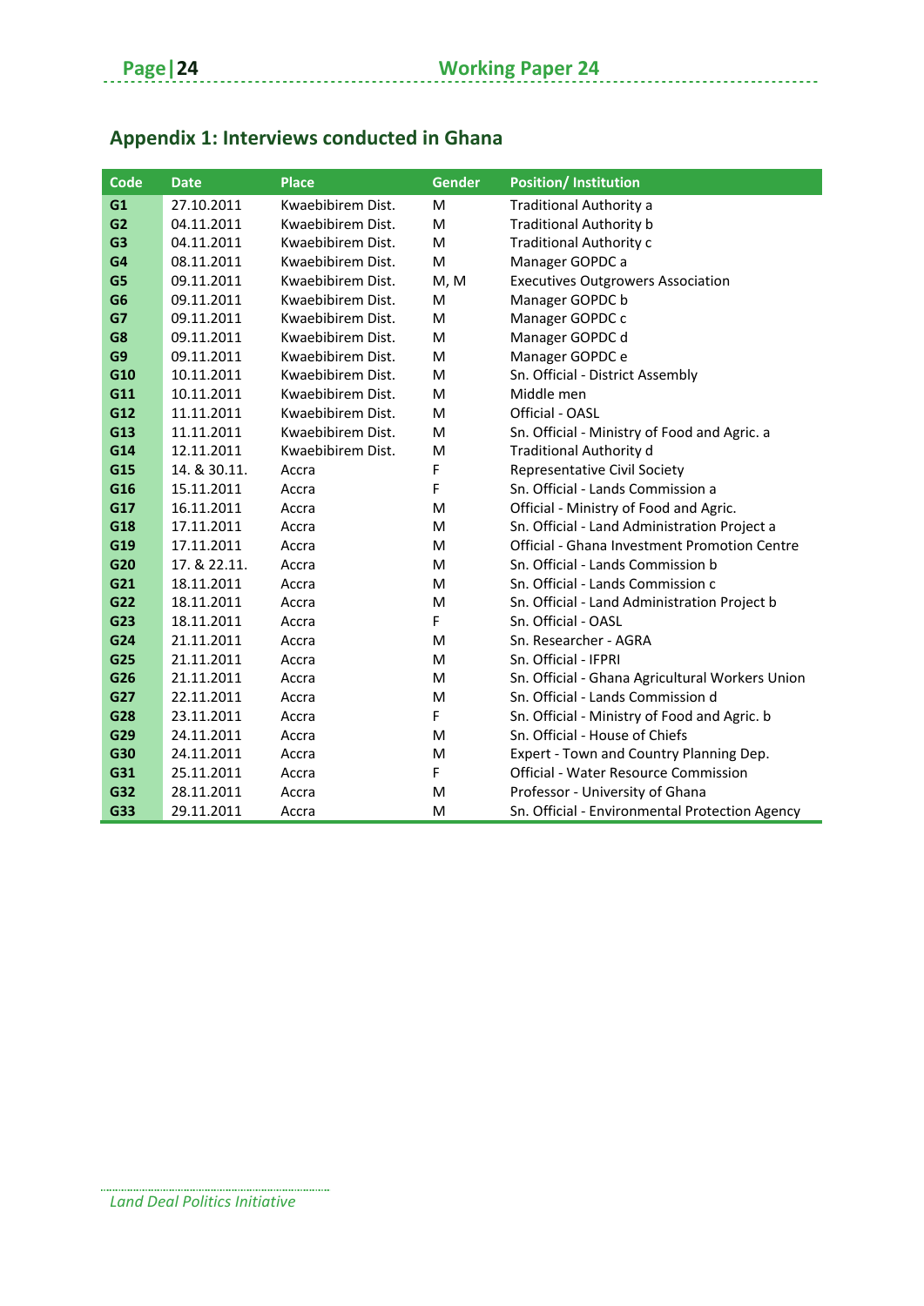## Appendix 1: Interviews conducted in Ghana

| Code | Date | Place | Gender | Position/ Institution |
|---|---|---|---|---|
| **G1** | 27.10.2011 | Kwaebibirem Dist. | M | Traditional Authority a |
| **G2** | 04.11.2011 | Kwaebibirem Dist. | M | Traditional Authority b |
| **G3** | 04.11.2011 | Kwaebibirem Dist. | M | Traditional Authority c |
| **G4** | 08.11.2011 | Kwaebibirem Dist. | M | Manager GOPDC a |
| **G5** | 09.11.2011 | Kwaebibirem Dist. | M, M | Executives Outgrowers Association |
| **G6** | 09.11.2011 | Kwaebibirem Dist. | M | Manager GOPDC b |
| **G7** | 09.11.2011 | Kwaebibirem Dist. | M | Manager GOPDC c |
| **G8** | 09.11.2011 | Kwaebibirem Dist. | M | Manager GOPDC d |
| **G9** | 09.11.2011 | Kwaebibirem Dist. | M | Manager GOPDC e |
| **G10** | 10.11.2011 | Kwaebibirem Dist. | M | Sn. Official - District Assembly |
| **G11** | 10.11.2011 | Kwaebibirem Dist. | M | Middle men |
| **G12** | 11.11.2011 | Kwaebibirem Dist. | M | Official - OASL |
| **G13** | 11.11.2011 | Kwaebibirem Dist. | M | Sn. Official - Ministry of Food and Agric. a |
| **G14** | 12.11.2011 | Kwaebibirem Dist. | M | Traditional Authority d |
| **G15** | 14. & 30.11. | Accra | F | Representative Civil Society |
| **G16** | 15.11.2011 | Accra | F | Sn. Official - Lands Commission a |
| **G17** | 16.11.2011 | Accra | M | Official - Ministry of Food and Agric. |
| **G18** | 17.11.2011 | Accra | M | Sn. Official - Land Administration Project a |
| **G19** | 17.11.2011 | Accra | M | Official - Ghana Investment Promotion Centre |
| **G20** | 17. & 22.11. | Accra | M | Sn. Official - Lands Commission b |
| **G21** | 18.11.2011 | Accra | M | Sn. Official - Lands Commission c |
| **G22** | 18.11.2011 | Accra | M | Sn. Official - Land Administration Project b |
| **G23** | 18.11.2011 | Accra | F | Sn. Official - OASL |
| **G24** | 21.11.2011 | Accra | M | Sn. Researcher - AGRA |
| **G25** | 21.11.2011 | Accra | M | Sn. Official - IFPRI |
| **G26** | 21.11.2011 | Accra | M | Sn. Official - Ghana Agricultural Workers Union |
| **G27** | 22.11.2011 | Accra | M | Sn. Official - Lands Commission d |
| **G28** | 23.11.2011 | Accra | F | Sn. Official - Ministry of Food and Agric. b |
| **G29** | 24.11.2011 | Accra | M | Sn. Official - House of Chiefs |
| **G30** | 24.11.2011 | Accra | M | Expert - Town and Country Planning Dep. |
| **G31** | 25.11.2011 | Accra | F | Official - Water Resource Commission |
| **G32** | 28.11.2011 | Accra | M | Professor - University of Ghana |
| **G33** | 29.11.2011 | Accra | M | Sn. Official - Environmental Protection Agency |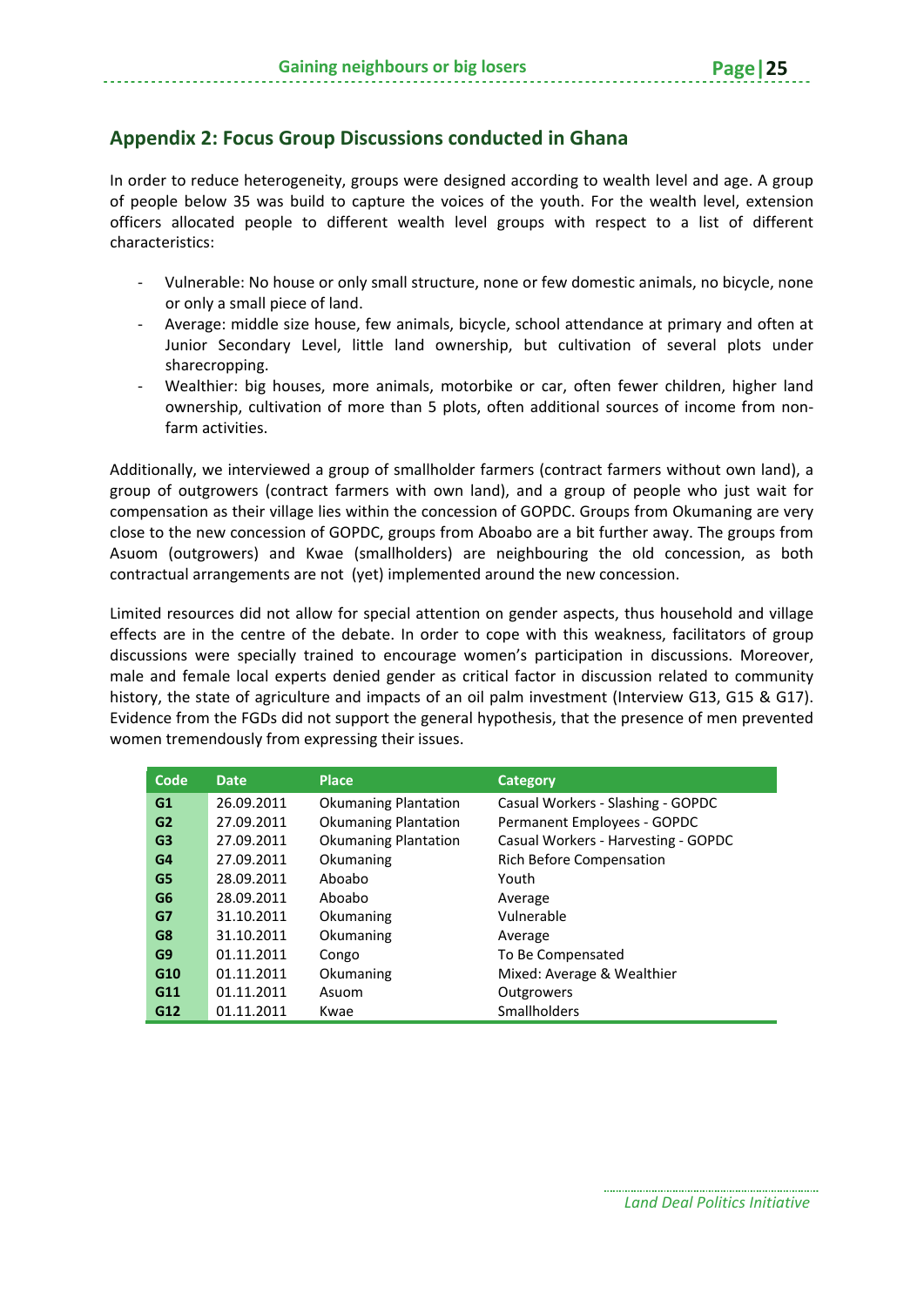## Appendix 2: Focus Group Discussions conducted in Ghana

In order to reduce heterogeneity, groups were designed according to wealth level and age. A group of people below 35 was build to capture the voices of the youth. For the wealth level, extension officers allocated people to different wealth level groups with respect to a list of different characteristics:

- Vulnerable: No house or only small structure, none or few domestic animals, no bicycle, none or only a small piece of land.
- Average: middle size house, few animals, bicycle, school attendance at primary and often at Junior Secondary Level, little land ownership, but cultivation of several plots under sharecropping.
- Wealthier: big houses, more animals, motorbike or car, often fewer children, higher land ownership, cultivation of more than 5 plots, often additional sources of income from non-farm activities.

Additionally, we interviewed a group of smallholder farmers (contract farmers without own land), a group of outgrowers (contract farmers with own land), and a group of people who just wait for compensation as their village lies within the concession of GOPDC. Groups from Okumaning are very close to the new concession of GOPDC, groups from Aboabo are a bit further away. The groups from Asuom (outgrowers) and Kwae (smallholders) are neighbouring the old concession, as both contractual arrangements are not (yet) implemented around the new concession.

Limited resources did not allow for special attention on gender aspects, thus household and village effects are in the centre of the debate. In order to cope with this weakness, facilitators of group discussions were specially trained to encourage women's participation in discussions. Moreover, male and female local experts denied gender as critical factor in discussion related to community history, the state of agriculture and impacts of an oil palm investment (Interview G13, G15 & G17). Evidence from the FGDs did not support the general hypothesis, that the presence of men prevented women tremendously from expressing their issues.

| Code | Date | Place | Category |
|---|---|---|---|
| **G1** | 26.09.2011 | Okumaning Plantation | Casual Workers - Slashing - GOPDC |
| **G2** | 27.09.2011 | Okumaning Plantation | Permanent Employees - GOPDC |
| **G3** | 27.09.2011 | Okumaning Plantation | Casual Workers - Harvesting - GOPDC |
| **G4** | 27.09.2011 | Okumaning | Rich Before Compensation |
| **G5** | 28.09.2011 | Aboabo | Youth |
| **G6** | 28.09.2011 | Aboabo | Average |
| **G7** | 31.10.2011 | Okumaning | Vulnerable |
| **G8** | 31.10.2011 | Okumaning | Average |
| **G9** | 01.11.2011 | Congo | To Be Compensated |
| **G10** | 01.11.2011 | Okumaning | Mixed: Average & Wealthier |
| **G11** | 01.11.2011 | Asuom | Outgrowers |
| **G12** | 01.11.2011 | Kwae | Smallholders |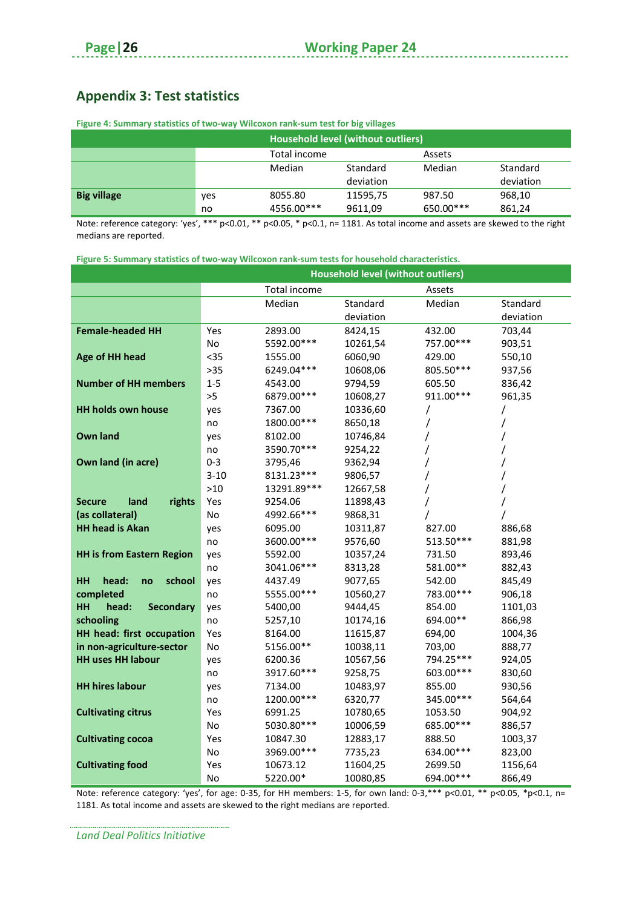## Appendix 3: Test statistics

**Figure 4: Summary statistics of two-way Wilcoxon rank-sum test for big villages**

| Household level (without outliers) | | | | | |
|---|---|---|---|---|---|
| | | Total income | | Assets | |
| | | Median | Standard deviation | Median | Standard deviation |
| **Big village** | yes | 8055.80 | 11595,75 | 987.50 | 968,10 |
| | no | 4556.00*** | 9611,09 | 650.00*** | 861,24 |

Note: reference category: 'yes', *** p<0.01, ** p<0.05, * p<0.1, n= 1181. As total income and assets are skewed to the right medians are reported.

**Figure 5: Summary statistics of two-way Wilcoxon rank-sum tests for household characteristics.**

| Household level (without outliers) | | | | | |
|---|---|---|---|---|---|
| | | Total income | | Assets | |
| | | Median | Standard deviation | Median | Standard deviation |
| **Female-headed HH** | Yes | 2893.00 | 8424,15 | 432.00 | 703,44 |
| | No | 5592.00*** | 10261,54 | 757.00*** | 903,51 |
| **Age of HH head** | <35 | 1555.00 | 6060,90 | 429.00 | 550,10 |
| | >35 | 6249.04*** | 10608,06 | 805.50*** | 937,56 |
| **Number of HH members** | 1-5 | 4543.00 | 9794,59 | 605.50 | 836,42 |
| | >5 | 6879.00*** | 10608,27 | 911.00*** | 961,35 |
| **HH holds own house** | yes | 7367.00 | 10336,60 | / | / |
| | no | 1800.00*** | 8650,18 | / | / |
| **Own land** | yes | 8102.00 | 10746,84 | / | / |
| | no | 3590.70*** | 9254,22 | / | / |
| **Own land (in acre)** | 0-3 | 3795,46 | 9362,94 | / | / |
| | 3-10 | 8131.23*** | 9806,57 | / | / |
| | >10 | 13291.89*** | 12667,58 | / | / |
| **Secure land rights (as collateral)** | Yes | 9254.06 | 11898,43 | / | / |
| | No | 4992.66*** | 9868,31 | / | / |
| **HH head is Akan** | yes | 6095.00 | 10311,87 | 827.00 | 886,68 |
| | no | 3600.00*** | 9576,60 | 513.50*** | 881,98 |
| **HH is from Eastern Region** | yes | 5592.00 | 10357,24 | 731.50 | 893,46 |
| | no | 3041.06*** | 8313,28 | 581.00** | 882,43 |
| **HH head: no school completed** | yes | 4437.49 | 9077,65 | 542.00 | 845,49 |
| | no | 5555.00*** | 10560,27 | 783.00*** | 906,18 |
| **HH head: Secondary schooling** | yes | 5400,00 | 9444,45 | 854.00 | 1101,03 |
| | no | 5257,10 | 10174,16 | 694.00** | 866,98 |
| **HH head: first occupation in non-agriculture-sector** | Yes | 8164.00 | 11615,87 | 694,00 | 1004,36 |
| | No | 5156.00** | 10038,11 | 703,00 | 888,77 |
| **HH uses HH labour** | yes | 6200.36 | 10567,56 | 794.25*** | 924,05 |
| | no | 3917.60*** | 9258,75 | 603.00*** | 830,60 |
| **HH hires labour** | yes | 7134.00 | 10483,97 | 855.00 | 930,56 |
| | no | 1200.00*** | 6320,77 | 345.00*** | 564,64 |
| **Cultivating citrus** | Yes | 6991.25 | 10780,65 | 1053.50 | 904,92 |
| | No | 5030.80*** | 10006,59 | 685.00*** | 886,57 |
| **Cultivating cocoa** | Yes | 10847.30 | 12883,17 | 888.50 | 1003,37 |
| | No | 3969.00*** | 7735,23 | 634.00*** | 823,00 |
| **Cultivating food** | Yes | 10673.12 | 11604,25 | 2699.50 | 1156,64 |
| | No | 5220.00* | 10080,85 | 694.00*** | 866,49 |

Note: reference category: 'yes', for age: 0-35, for HH members: 1-5, for own land: 0-3,*** p<0.01, ** p<0.05, *p<0.1, n= 1181. As total income and assets are skewed to the right medians are reported.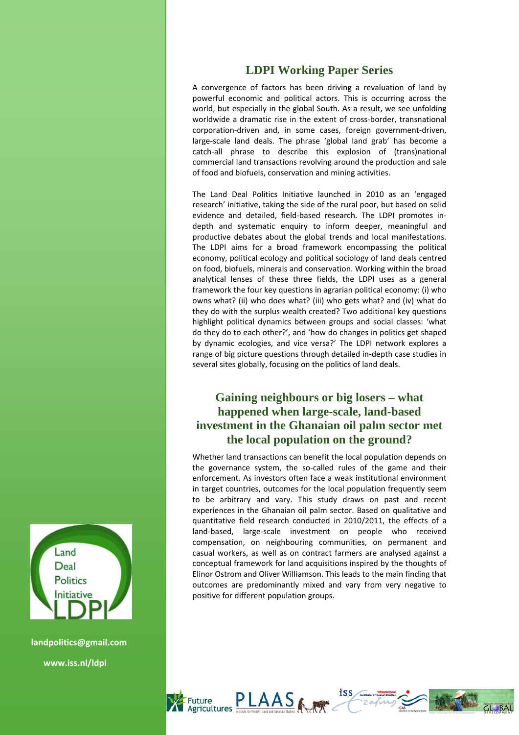## LDPI Working Paper Series

A convergence of factors has been driving a revaluation of land by powerful economic and political actors. This is occurring across the world, but especially in the global South. As a result, we see unfolding worldwide a dramatic rise in the extent of cross-border, transnational corporation-driven and, in some cases, foreign government-driven, large-scale land deals. The phrase 'global land grab' has become a catch-all phrase to describe this explosion of (trans)national commercial land transactions revolving around the production and sale of food and biofuels, conservation and mining activities.

The Land Deal Politics Initiative launched in 2010 as an 'engaged research' initiative, taking the side of the rural poor, but based on solid evidence and detailed, field-based research. The LDPI promotes in-depth and systematic enquiry to inform deeper, meaningful and productive debates about the global trends and local manifestations. The LDPI aims for a broad framework encompassing the political economy, political ecology and political sociology of land deals centred on food, biofuels, minerals and conservation. Working within the broad analytical lenses of these three fields, the LDPI uses as a general framework the four key questions in agrarian political economy: (i) who owns what? (ii) who does what? (iii) who gets what? and (iv) what do they do with the surplus wealth created? Two additional key questions highlight political dynamics between groups and social classes: 'what do they do to each other?', and 'how do changes in politics get shaped by dynamic ecologies, and vice versa?' The LDPI network explores a range of big picture questions through detailed in-depth case studies in several sites globally, focusing on the politics of land deals.

## Gaining neighbours or big losers – what happened when large-scale, land-based investment in the Ghanaian oil palm sector met the local population on the ground?

Whether land transactions can benefit the local population depends on the governance system, the so-called rules of the game and their enforcement. As investors often face a weak institutional environment in target countries, outcomes for the local population frequently seem to be arbitrary and vary. This study draws on past and recent experiences in the Ghanaian oil palm sector. Based on qualitative and quantitative field research conducted in 2010/2011, the effects of a land-based, large-scale investment on people who received compensation, on neighbouring communities, on permanent and casual workers, as well as on contract farmers are analysed against a conceptual framework for land acquisitions inspired by the thoughts of Elinor Ostrom and Oliver Williamson. This leads to the main finding that outcomes are predominantly mixed and vary from very negative to positive for different population groups.

Land Deal Politics Initiative LDPI

landpolitics@gmail.com

www.iss.nl/ldpi